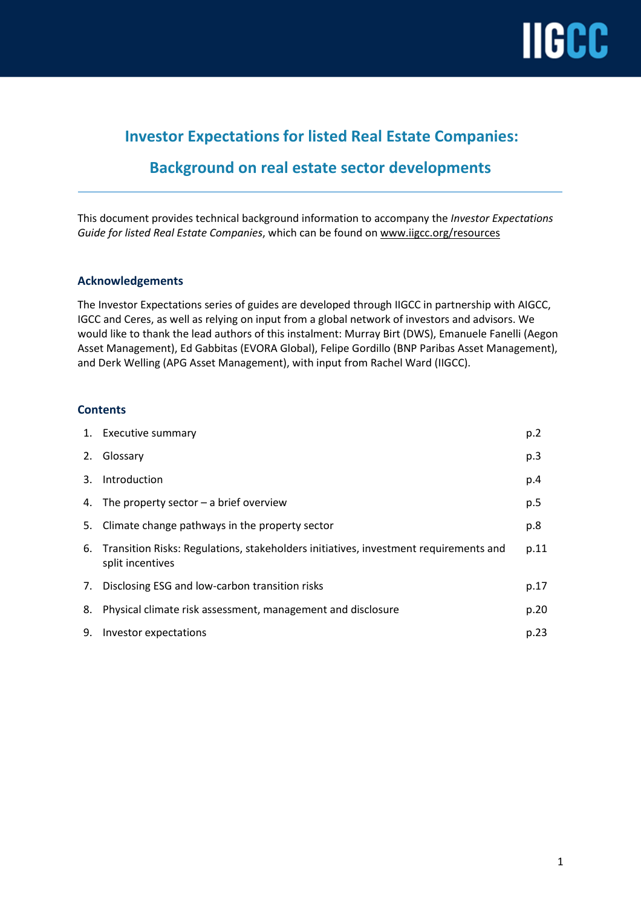# Investor Expectations for listed Real Estate Companies:

# Background on real estate sector developments

This document provides technical background information to accompany the *Investor Expectations Guide for listed Real Estate Companies*, which can be found on www.iigcc.org/resources

## Acknowledgements

The Investor Expectations series of guides are developed through IIGCC in partnership with AIGCC, IGCC and Ceres, as well as relying on input from a global network of investors and advisors. We would like to thank the lead authors of this instalment: Murray Birt (DWS), Emanuele Fanelli (Aegon Asset Management), Ed Gabbitas (EVORA Global), Felipe Gordillo (BNP Paribas Asset Management), and Derk Welling (APG Asset Management), with input from Rachel Ward (IIGCC).

## Contents

| | | |
|---|---|---|
| 1. | Executive summary | p.2 |
| 2. | Glossary | p.3 |
| 3. | Introduction | p.4 |
| 4. | The property sector – a brief overview | p.5 |
| 5. | Climate change pathways in the property sector | p.8 |
| 6. | Transition Risks: Regulations, stakeholders initiatives, investment requirements and split incentives | p.11 |
| 7. | Disclosing ESG and low-carbon transition risks | p.17 |
| 8. | Physical climate risk assessment, management and disclosure | p.20 |
| 9. | Investor expectations | p.23 |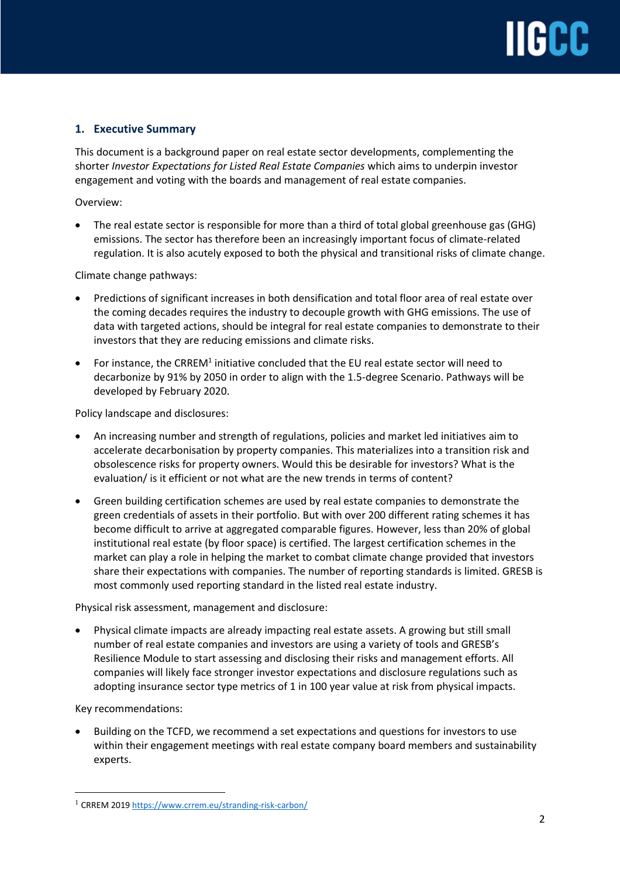## 1. Executive Summary

This document is a background paper on real estate sector developments, complementing the shorter *Investor Expectations for Listed Real Estate Companies* which aims to underpin investor engagement and voting with the boards and management of real estate companies.

Overview:

- The real estate sector is responsible for more than a third of total global greenhouse gas (GHG) emissions. The sector has therefore been an increasingly important focus of climate-related regulation. It is also acutely exposed to both the physical and transitional risks of climate change.

Climate change pathways:

- Predictions of significant increases in both densification and total floor area of real estate over the coming decades requires the industry to decouple growth with GHG emissions. The use of data with targeted actions, should be integral for real estate companies to demonstrate to their investors that they are reducing emissions and climate risks.
- For instance, the CRREM[1] initiative concluded that the EU real estate sector will need to decarbonize by 91% by 2050 in order to align with the 1.5-degree Scenario. Pathways will be developed by February 2020.

Policy landscape and disclosures:

- An increasing number and strength of regulations, policies and market led initiatives aim to accelerate decarbonisation by property companies. This materializes into a transition risk and obsolescence risks for property owners. Would this be desirable for investors? What is the evaluation/ is it efficient or not what are the new trends in terms of content?
- Green building certification schemes are used by real estate companies to demonstrate the green credentials of assets in their portfolio. But with over 200 different rating schemes it has become difficult to arrive at aggregated comparable figures. However, less than 20% of global institutional real estate (by floor space) is certified. The largest certification schemes in the market can play a role in helping the market to combat climate change provided that investors share their expectations with companies. The number of reporting standards is limited. GRESB is most commonly used reporting standard in the listed real estate industry.

Physical risk assessment, management and disclosure:

- Physical climate impacts are already impacting real estate assets. A growing but still small number of real estate companies and investors are using a variety of tools and GRESB's Resilience Module to start assessing and disclosing their risks and management efforts. All companies will likely face stronger investor expectations and disclosure regulations such as adopting insurance sector type metrics of 1 in 100 year value at risk from physical impacts.

Key recommendations:

- Building on the TCFD, we recommend a set expectations and questions for investors to use within their engagement meetings with real estate company board members and sustainability experts.

---

[1] CRREM 2019 https://www.crrem.eu/stranding-risk-carbon/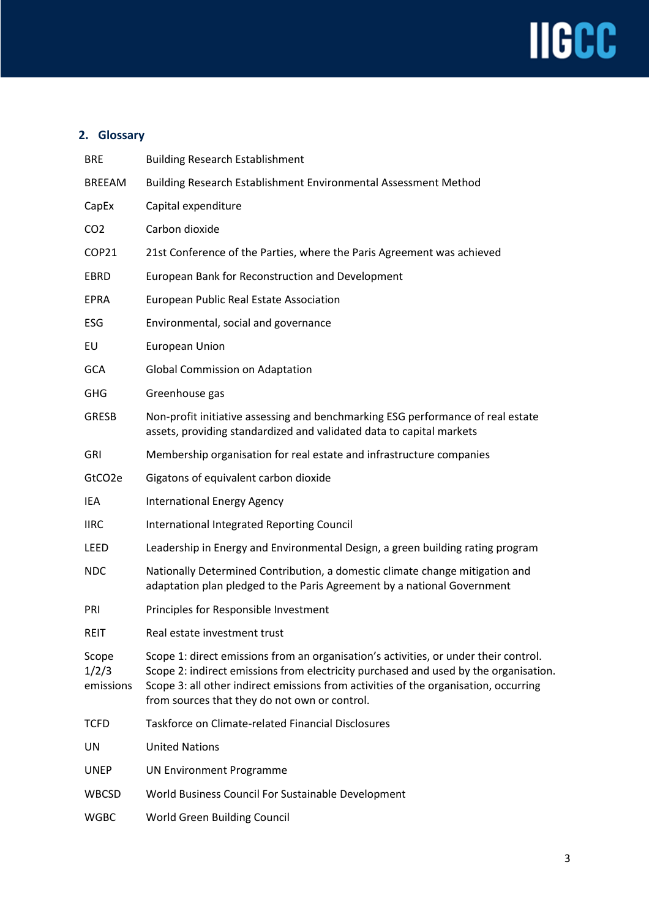## 2. Glossary

| | |
|---|---|
| BRE | Building Research Establishment |
| BREEAM | Building Research Establishment Environmental Assessment Method |
| CapEx | Capital expenditure |
| CO2 | Carbon dioxide |
| COP21 | 21st Conference of the Parties, where the Paris Agreement was achieved |
| EBRD | European Bank for Reconstruction and Development |
| EPRA | European Public Real Estate Association |
| ESG | Environmental, social and governance |
| EU | European Union |
| GCA | Global Commission on Adaptation |
| GHG | Greenhouse gas |
| GRESB | Non-profit initiative assessing and benchmarking ESG performance of real estate assets, providing standardized and validated data to capital markets |
| GRI | Membership organisation for real estate and infrastructure companies |
| GtCO2e | Gigatons of equivalent carbon dioxide |
| IEA | International Energy Agency |
| IIRC | International Integrated Reporting Council |
| LEED | Leadership in Energy and Environmental Design, a green building rating program |
| NDC | Nationally Determined Contribution, a domestic climate change mitigation and adaptation plan pledged to the Paris Agreement by a national Government |
| PRI | Principles for Responsible Investment |
| REIT | Real estate investment trust |
| Scope 1/2/3 emissions | Scope 1: direct emissions from an organisation's activities, or under their control. Scope 2: indirect emissions from electricity purchased and used by the organisation. Scope 3: all other indirect emissions from activities of the organisation, occurring from sources that they do not own or control. |
| TCFD | Taskforce on Climate-related Financial Disclosures |
| UN | United Nations |
| UNEP | UN Environment Programme |
| WBCSD | World Business Council For Sustainable Development |
| WGBC | World Green Building Council |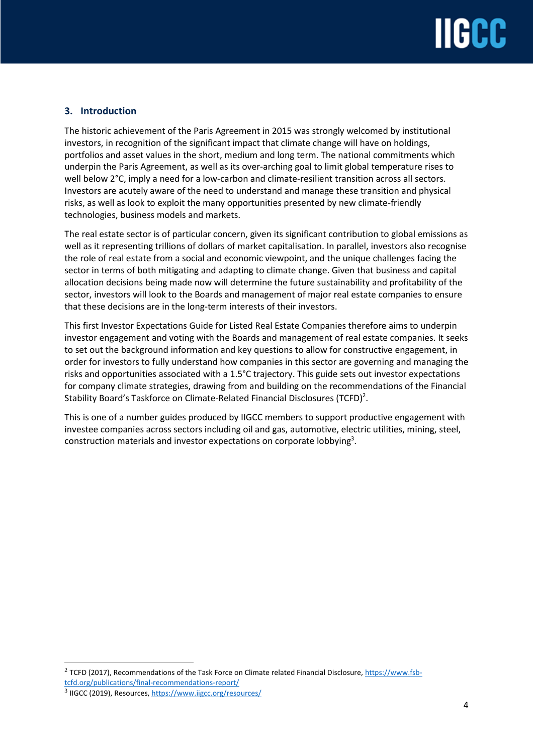## 3. Introduction

The historic achievement of the Paris Agreement in 2015 was strongly welcomed by institutional investors, in recognition of the significant impact that climate change will have on holdings, portfolios and asset values in the short, medium and long term. The national commitments which underpin the Paris Agreement, as well as its over-arching goal to limit global temperature rises to well below 2°C, imply a need for a low-carbon and climate-resilient transition across all sectors. Investors are acutely aware of the need to understand and manage these transition and physical risks, as well as look to exploit the many opportunities presented by new climate-friendly technologies, business models and markets.

The real estate sector is of particular concern, given its significant contribution to global emissions as well as it representing trillions of dollars of market capitalisation. In parallel, investors also recognise the role of real estate from a social and economic viewpoint, and the unique challenges facing the sector in terms of both mitigating and adapting to climate change. Given that business and capital allocation decisions being made now will determine the future sustainability and profitability of the sector, investors will look to the Boards and management of major real estate companies to ensure that these decisions are in the long-term interests of their investors.

This first Investor Expectations Guide for Listed Real Estate Companies therefore aims to underpin investor engagement and voting with the Boards and management of real estate companies. It seeks to set out the background information and key questions to allow for constructive engagement, in order for investors to fully understand how companies in this sector are governing and managing the risks and opportunities associated with a 1.5°C trajectory. This guide sets out investor expectations for company climate strategies, drawing from and building on the recommendations of the Financial Stability Board's Taskforce on Climate-Related Financial Disclosures (TCFD)[2].

This is one of a number guides produced by IIGCC members to support productive engagement with investee companies across sectors including oil and gas, automotive, electric utilities, mining, steel, construction materials and investor expectations on corporate lobbying[3].

---

[2] TCFD (2017), Recommendations of the Task Force on Climate related Financial Disclosure, https://www.fsb-tcfd.org/publications/final-recommendations-report/

[3] IIGCC (2019), Resources, https://www.iigcc.org/resources/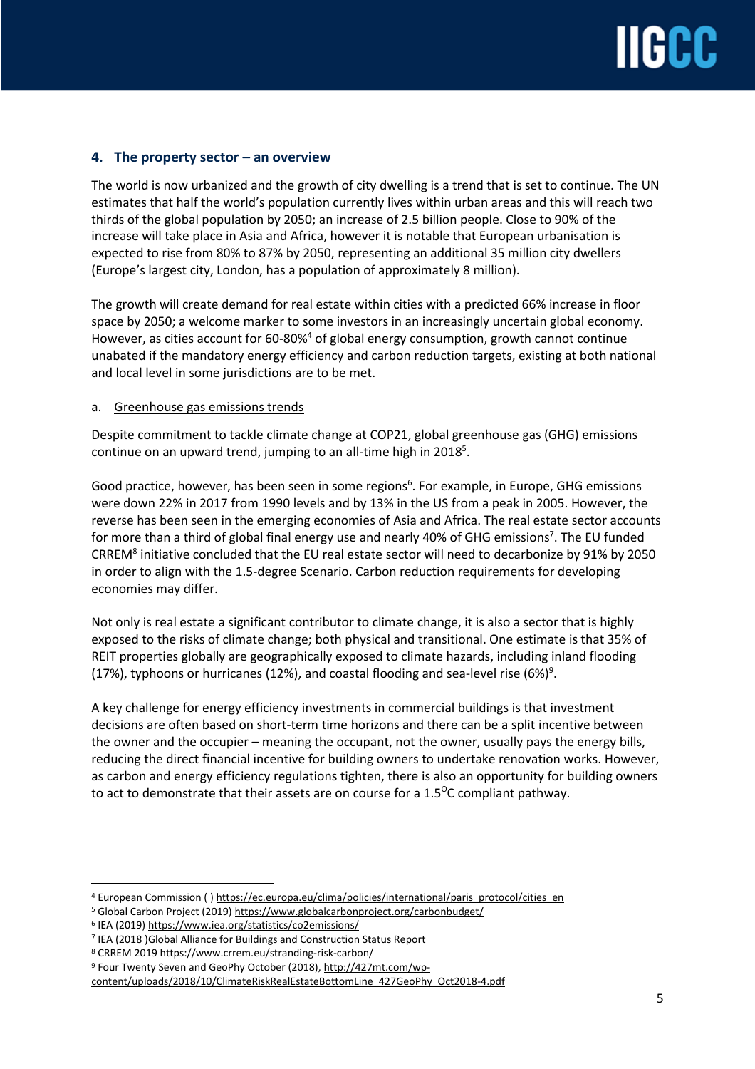## 4. The property sector – an overview

The world is now urbanized and the growth of city dwelling is a trend that is set to continue. The UN estimates that half the world's population currently lives within urban areas and this will reach two thirds of the global population by 2050; an increase of 2.5 billion people. Close to 90% of the increase will take place in Asia and Africa, however it is notable that European urbanisation is expected to rise from 80% to 87% by 2050, representing an additional 35 million city dwellers (Europe's largest city, London, has a population of approximately 8 million).

The growth will create demand for real estate within cities with a predicted 66% increase in floor space by 2050; a welcome marker to some investors in an increasingly uncertain global economy. However, as cities account for 60-80%[4] of global energy consumption, growth cannot continue unabated if the mandatory energy efficiency and carbon reduction targets, existing at both national and local level in some jurisdictions are to be met.

### a. Greenhouse gas emissions trends

Despite commitment to tackle climate change at COP21, global greenhouse gas (GHG) emissions continue on an upward trend, jumping to an all-time high in 2018[5].

Good practice, however, has been seen in some regions[6]. For example, in Europe, GHG emissions were down 22% in 2017 from 1990 levels and by 13% in the US from a peak in 2005. However, the reverse has been seen in the emerging economies of Asia and Africa. The real estate sector accounts for more than a third of global final energy use and nearly 40% of GHG emissions[7]. The EU funded CRREM[8] initiative concluded that the EU real estate sector will need to decarbonize by 91% by 2050 in order to align with the 1.5-degree Scenario. Carbon reduction requirements for developing economies may differ.

Not only is real estate a significant contributor to climate change, it is also a sector that is highly exposed to the risks of climate change; both physical and transitional. One estimate is that 35% of REIT properties globally are geographically exposed to climate hazards, including inland flooding (17%), typhoons or hurricanes (12%), and coastal flooding and sea-level rise (6%)[9].

A key challenge for energy efficiency investments in commercial buildings is that investment decisions are often based on short-term time horizons and there can be a split incentive between the owner and the occupier – meaning the occupant, not the owner, usually pays the energy bills, reducing the direct financial incentive for building owners to undertake renovation works. However, as carbon and energy efficiency regulations tighten, there is also an opportunity for building owners to act to demonstrate that their assets are on course for a 1.5$^{O}$C compliant pathway.

---

[4] European Commission ( ) https://ec.europa.eu/clima/policies/international/paris_protocol/cities_en
[5] Global Carbon Project (2019) https://www.globalcarbonproject.org/carbonbudget/
[6] IEA (2019) https://www.iea.org/statistics/co2emissions/
[7] IEA (2018 )Global Alliance for Buildings and Construction Status Report
[8] CRREM 2019 https://www.crrem.eu/stranding-risk-carbon/
[9] Four Twenty Seven and GeoPhy October (2018), http://427mt.com/wp-content/uploads/2018/10/ClimateRiskRealEstateBottomLine_427GeoPhy_Oct2018-4.pdf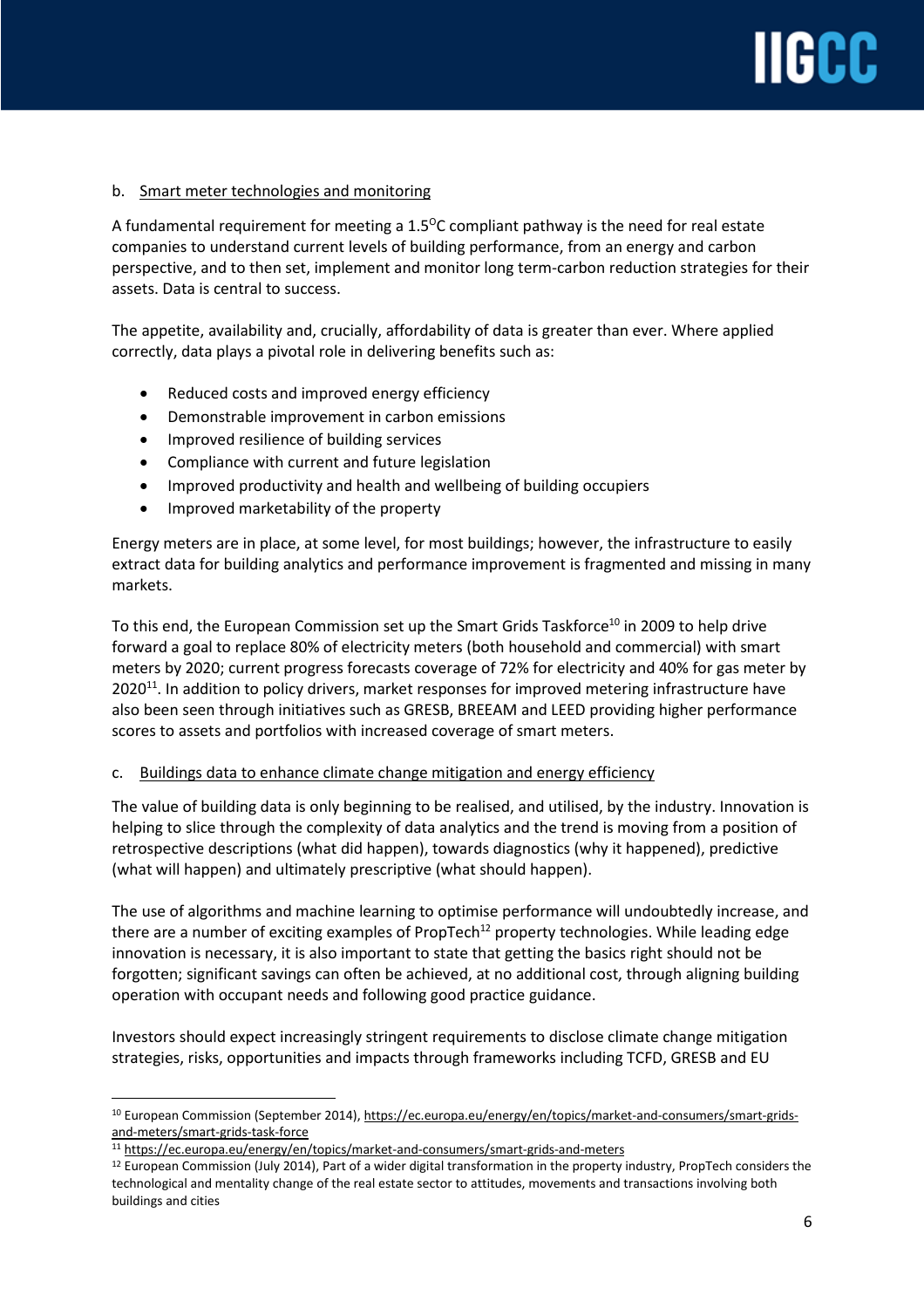b. Smart meter technologies and monitoring

A fundamental requirement for meeting a 1.5$^{O}$C compliant pathway is the need for real estate companies to understand current levels of building performance, from an energy and carbon perspective, and to then set, implement and monitor long term-carbon reduction strategies for their assets. Data is central to success.

The appetite, availability and, crucially, affordability of data is greater than ever. Where applied correctly, data plays a pivotal role in delivering benefits such as:

- Reduced costs and improved energy efficiency
- Demonstrable improvement in carbon emissions
- Improved resilience of building services
- Compliance with current and future legislation
- Improved productivity and health and wellbeing of building occupiers
- Improved marketability of the property

Energy meters are in place, at some level, for most buildings; however, the infrastructure to easily extract data for building analytics and performance improvement is fragmented and missing in many markets.

To this end, the European Commission set up the Smart Grids Taskforce[10] in 2009 to help drive forward a goal to replace 80% of electricity meters (both household and commercial) with smart meters by 2020; current progress forecasts coverage of 72% for electricity and 40% for gas meter by 2020[11]. In addition to policy drivers, market responses for improved metering infrastructure have also been seen through initiatives such as GRESB, BREEAM and LEED providing higher performance scores to assets and portfolios with increased coverage of smart meters.

c. Buildings data to enhance climate change mitigation and energy efficiency

The value of building data is only beginning to be realised, and utilised, by the industry. Innovation is helping to slice through the complexity of data analytics and the trend is moving from a position of retrospective descriptions (what did happen), towards diagnostics (why it happened), predictive (what will happen) and ultimately prescriptive (what should happen).

The use of algorithms and machine learning to optimise performance will undoubtedly increase, and there are a number of exciting examples of PropTech[12] property technologies. While leading edge innovation is necessary, it is also important to state that getting the basics right should not be forgotten; significant savings can often be achieved, at no additional cost, through aligning building operation with occupant needs and following good practice guidance.

Investors should expect increasingly stringent requirements to disclose climate change mitigation strategies, risks, opportunities and impacts through frameworks including TCFD, GRESB and EU

---

[10] European Commission (September 2014), https://ec.europa.eu/energy/en/topics/market-and-consumers/smart-grids-and-meters/smart-grids-task-force

[11] https://ec.europa.eu/energy/en/topics/market-and-consumers/smart-grids-and-meters

[12] European Commission (July 2014), Part of a wider digital transformation in the property industry, PropTech considers the technological and mentality change of the real estate sector to attitudes, movements and transactions involving both buildings and cities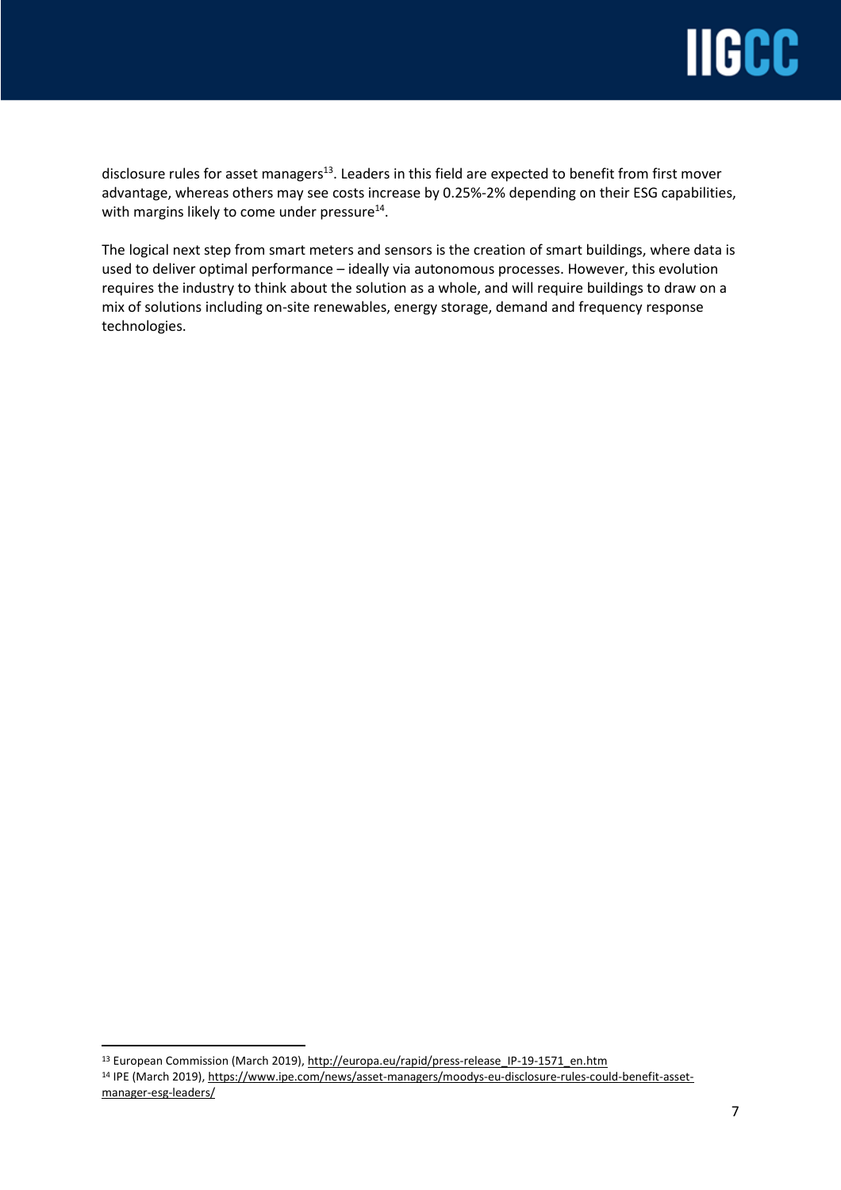disclosure rules for asset managers[13]. Leaders in this field are expected to benefit from first mover advantage, whereas others may see costs increase by 0.25%-2% depending on their ESG capabilities, with margins likely to come under pressure[14].

The logical next step from smart meters and sensors is the creation of smart buildings, where data is used to deliver optimal performance – ideally via autonomous processes. However, this evolution requires the industry to think about the solution as a whole, and will require buildings to draw on a mix of solutions including on-site renewables, energy storage, demand and frequency response technologies.

---

[13] European Commission (March 2019), http://europa.eu/rapid/press-release_IP-19-1571_en.htm

[14] IPE (March 2019), https://www.ipe.com/news/asset-managers/moodys-eu-disclosure-rules-could-benefit-asset-manager-esg-leaders/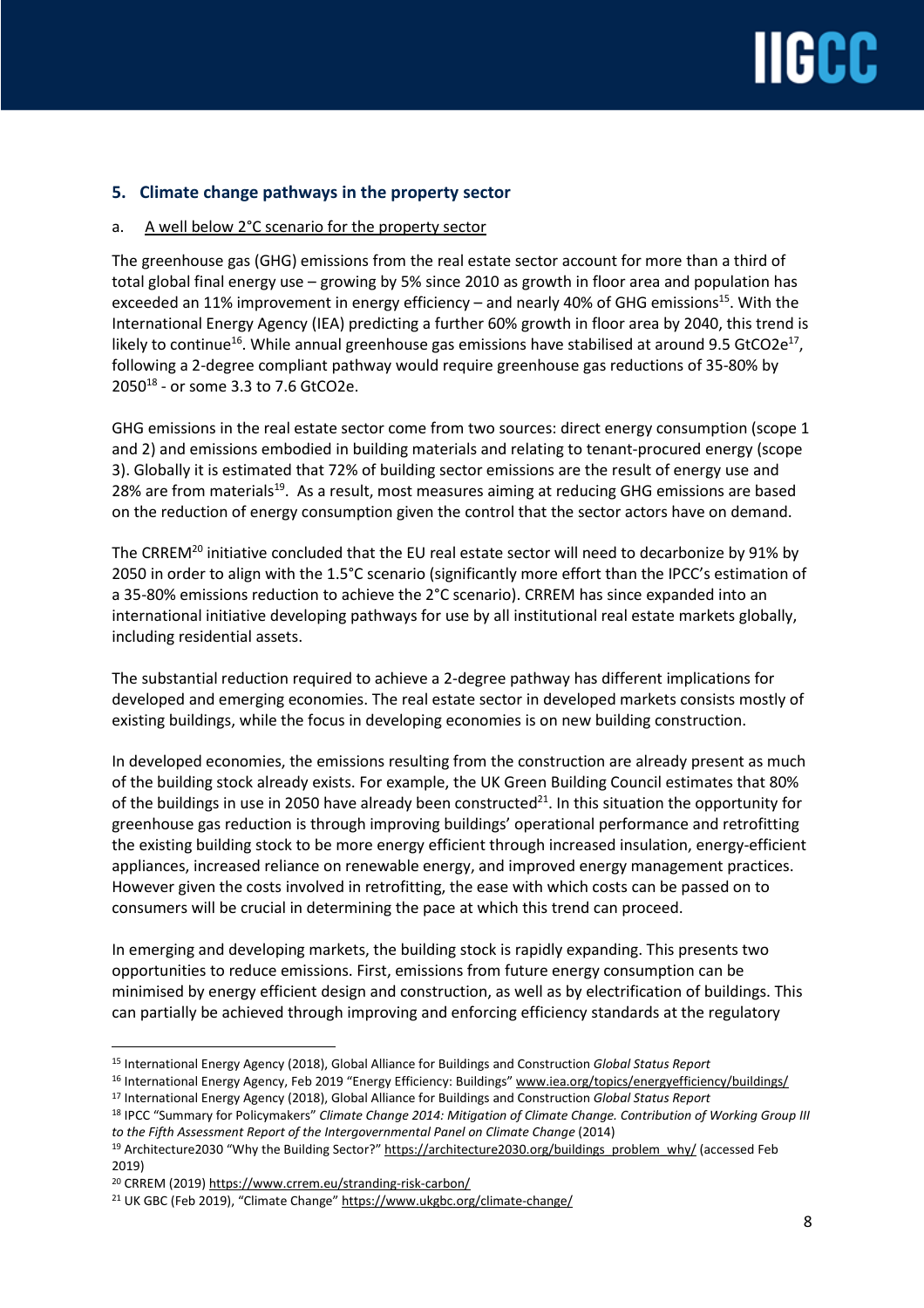## 5. Climate change pathways in the property sector

a. A well below 2°C scenario for the property sector

The greenhouse gas (GHG) emissions from the real estate sector account for more than a third of total global final energy use – growing by 5% since 2010 as growth in floor area and population has exceeded an 11% improvement in energy efficiency – and nearly 40% of GHG emissions[15]. With the International Energy Agency (IEA) predicting a further 60% growth in floor area by 2040, this trend is likely to continue[16]. While annual greenhouse gas emissions have stabilised at around 9.5 GtCO2e[17], following a 2-degree compliant pathway would require greenhouse gas reductions of 35-80% by 2050[18] - or some 3.3 to 7.6 GtCO2e.

GHG emissions in the real estate sector come from two sources: direct energy consumption (scope 1 and 2) and emissions embodied in building materials and relating to tenant-procured energy (scope 3). Globally it is estimated that 72% of building sector emissions are the result of energy use and 28% are from materials[19]. As a result, most measures aiming at reducing GHG emissions are based on the reduction of energy consumption given the control that the sector actors have on demand.

The CRREM[20] initiative concluded that the EU real estate sector will need to decarbonize by 91% by 2050 in order to align with the 1.5°C scenario (significantly more effort than the IPCC's estimation of a 35-80% emissions reduction to achieve the 2°C scenario). CRREM has since expanded into an international initiative developing pathways for use by all institutional real estate markets globally, including residential assets.

The substantial reduction required to achieve a 2-degree pathway has different implications for developed and emerging economies. The real estate sector in developed markets consists mostly of existing buildings, while the focus in developing economies is on new building construction.

In developed economies, the emissions resulting from the construction are already present as much of the building stock already exists. For example, the UK Green Building Council estimates that 80% of the buildings in use in 2050 have already been constructed[21]. In this situation the opportunity for greenhouse gas reduction is through improving buildings' operational performance and retrofitting the existing building stock to be more energy efficient through increased insulation, energy-efficient appliances, increased reliance on renewable energy, and improved energy management practices. However given the costs involved in retrofitting, the ease with which costs can be passed on to consumers will be crucial in determining the pace at which this trend can proceed.

In emerging and developing markets, the building stock is rapidly expanding. This presents two opportunities to reduce emissions. First, emissions from future energy consumption can be minimised by energy efficient design and construction, as well as by electrification of buildings. This can partially be achieved through improving and enforcing efficiency standards at the regulatory

---

[15] International Energy Agency (2018), Global Alliance for Buildings and Construction *Global Status Report*

[16] International Energy Agency, Feb 2019 "Energy Efficiency: Buildings" www.iea.org/topics/energyefficiency/buildings/

[17] International Energy Agency (2018), Global Alliance for Buildings and Construction *Global Status Report*

[18] IPCC "Summary for Policymakers" *Climate Change 2014: Mitigation of Climate Change. Contribution of Working Group III to the Fifth Assessment Report of the Intergovernmental Panel on Climate Change* (2014)

[19] Architecture2030 "Why the Building Sector?" https://architecture2030.org/buildings_problem_why/ (accessed Feb 2019)

[20] CRREM (2019) https://www.crrem.eu/stranding-risk-carbon/

[21] UK GBC (Feb 2019), "Climate Change" https://www.ukgbc.org/climate-change/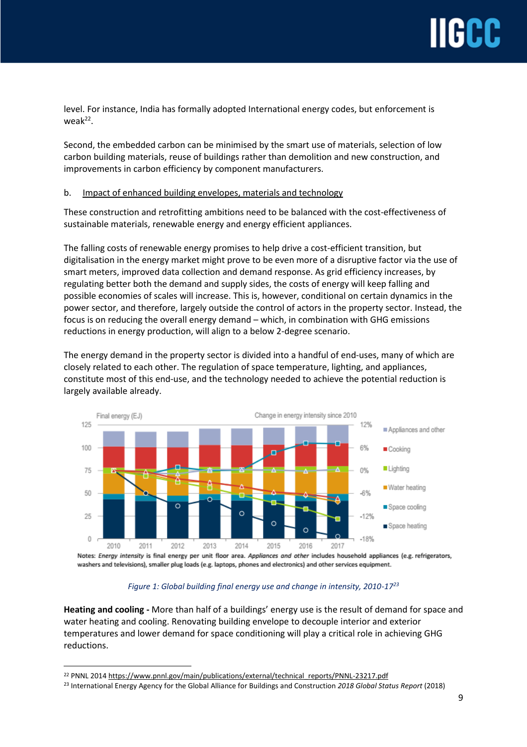level. For instance, India has formally adopted International energy codes, but enforcement is weak[22].

Second, the embedded carbon can be minimised by the smart use of materials, selection of low carbon building materials, reuse of buildings rather than demolition and new construction, and improvements in carbon efficiency by component manufacturers.

b. Impact of enhanced building envelopes, materials and technology

These construction and retrofitting ambitions need to be balanced with the cost-effectiveness of sustainable materials, renewable energy and energy efficient appliances.

The falling costs of renewable energy promises to help drive a cost-efficient transition, but digitalisation in the energy market might prove to be even more of a disruptive factor via the use of smart meters, improved data collection and demand response. As grid efficiency increases, by regulating better both the demand and supply sides, the costs of energy will keep falling and possible economies of scales will increase. This is, however, conditional on certain dynamics in the power sector, and therefore, largely outside the control of actors in the property sector. Instead, the focus is on reducing the overall energy demand – which, in combination with GHG emissions reductions in energy production, will align to a below 2-degree scenario.

The energy demand in the property sector is divided into a handful of end-uses, many of which are closely related to each other. The regulation of space temperature, lighting, and appliances, constitute most of this end-use, and the technology needed to achieve the potential reduction is largely available already.

Notes: *Energy intensity* is final energy per unit floor area. *Appliances and other* includes household appliances (e.g. refrigerators, washers and televisions), smaller plug loads (e.g. laptops, phones and electronics) and other services equipment.

*Figure 1: Global building final energy use and change in intensity, 2010-17[23]*

**Heating and cooling -** More than half of a buildings' energy use is the result of demand for space and water heating and cooling. Renovating building envelope to decouple interior and exterior temperatures and lower demand for space conditioning will play a critical role in achieving GHG reductions.

[22] PNNL 2014 https://www.pnnl.gov/main/publications/external/technical_reports/PNNL-23217.pdf

[23] International Energy Agency for the Global Alliance for Buildings and Construction *2018 Global Status Report* (2018)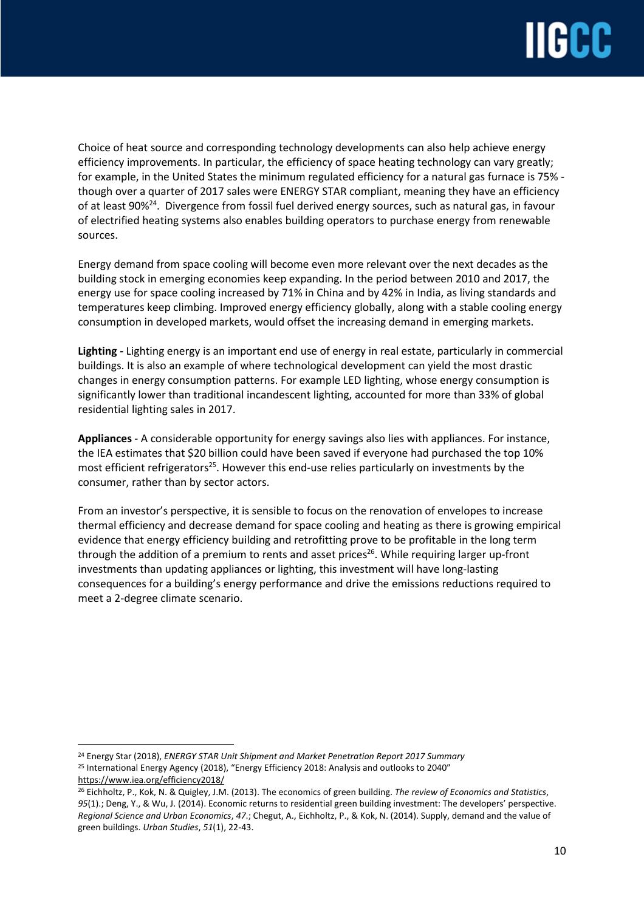Choice of heat source and corresponding technology developments can also help achieve energy efficiency improvements. In particular, the efficiency of space heating technology can vary greatly; for example, in the United States the minimum regulated efficiency for a natural gas furnace is 75% - though over a quarter of 2017 sales were ENERGY STAR compliant, meaning they have an efficiency of at least 90%[24]. Divergence from fossil fuel derived energy sources, such as natural gas, in favour of electrified heating systems also enables building operators to purchase energy from renewable sources.

Energy demand from space cooling will become even more relevant over the next decades as the building stock in emerging economies keep expanding. In the period between 2010 and 2017, the energy use for space cooling increased by 71% in China and by 42% in India, as living standards and temperatures keep climbing. Improved energy efficiency globally, along with a stable cooling energy consumption in developed markets, would offset the increasing demand in emerging markets.

**Lighting -** Lighting energy is an important end use of energy in real estate, particularly in commercial buildings. It is also an example of where technological development can yield the most drastic changes in energy consumption patterns. For example LED lighting, whose energy consumption is significantly lower than traditional incandescent lighting, accounted for more than 33% of global residential lighting sales in 2017.

**Appliances** - A considerable opportunity for energy savings also lies with appliances. For instance, the IEA estimates that $20 billion could have been saved if everyone had purchased the top 10% most efficient refrigerators[25]. However this end-use relies particularly on investments by the consumer, rather than by sector actors.

From an investor's perspective, it is sensible to focus on the renovation of envelopes to increase thermal efficiency and decrease demand for space cooling and heating as there is growing empirical evidence that energy efficiency building and retrofitting prove to be profitable in the long term through the addition of a premium to rents and asset prices[26]. While requiring larger up-front investments than updating appliances or lighting, this investment will have long-lasting consequences for a building's energy performance and drive the emissions reductions required to meet a 2-degree climate scenario.

---

[24] Energy Star (2018), *ENERGY STAR Unit Shipment and Market Penetration Report 2017 Summary*

[25] International Energy Agency (2018), "Energy Efficiency 2018: Analysis and outlooks to 2040" https://www.iea.org/efficiency2018/

[26] Eichholtz, P., Kok, N. & Quigley, J.M. (2013). The economics of green building. *The review of Economics and Statistics*, *95*(1).; Deng, Y., & Wu, J. (2014). Economic returns to residential green building investment: The developers' perspective. *Regional Science and Urban Economics*, *47*.; Chegut, A., Eichholtz, P., & Kok, N. (2014). Supply, demand and the value of green buildings. *Urban Studies*, *51*(1), 22-43.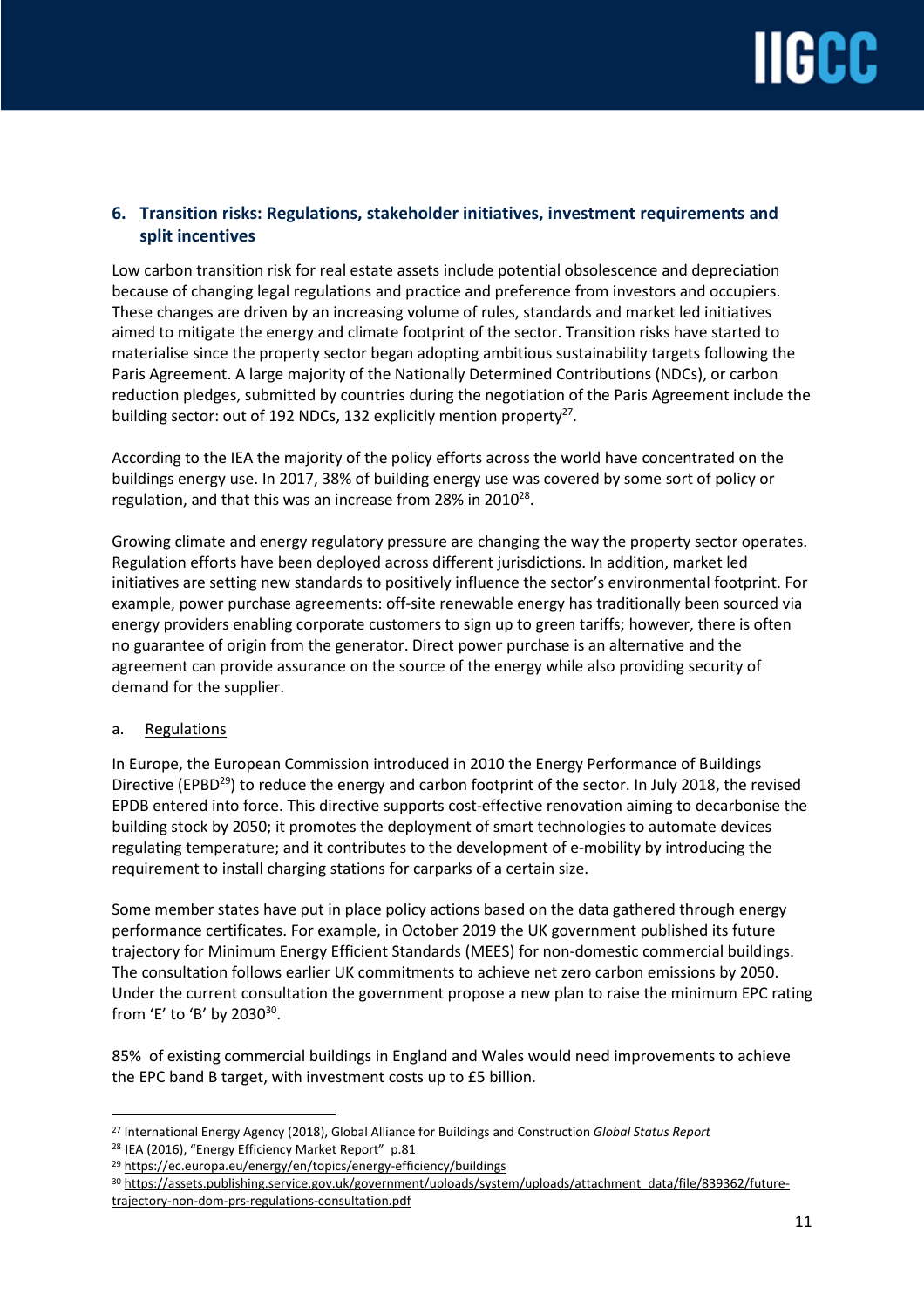## 6. Transition risks: Regulations, stakeholder initiatives, investment requirements and split incentives

Low carbon transition risk for real estate assets include potential obsolescence and depreciation because of changing legal regulations and practice and preference from investors and occupiers. These changes are driven by an increasing volume of rules, standards and market led initiatives aimed to mitigate the energy and climate footprint of the sector. Transition risks have started to materialise since the property sector began adopting ambitious sustainability targets following the Paris Agreement. A large majority of the Nationally Determined Contributions (NDCs), or carbon reduction pledges, submitted by countries during the negotiation of the Paris Agreement include the building sector: out of 192 NDCs, 132 explicitly mention property[27].

According to the IEA the majority of the policy efforts across the world have concentrated on the buildings energy use. In 2017, 38% of building energy use was covered by some sort of policy or regulation, and that this was an increase from 28% in 2010[28].

Growing climate and energy regulatory pressure are changing the way the property sector operates. Regulation efforts have been deployed across different jurisdictions. In addition, market led initiatives are setting new standards to positively influence the sector's environmental footprint. For example, power purchase agreements: off-site renewable energy has traditionally been sourced via energy providers enabling corporate customers to sign up to green tariffs; however, there is often no guarantee of origin from the generator. Direct power purchase is an alternative and the agreement can provide assurance on the source of the energy while also providing security of demand for the supplier.

### a. Regulations

In Europe, the European Commission introduced in 2010 the Energy Performance of Buildings Directive (EPBD[29]) to reduce the energy and carbon footprint of the sector. In July 2018, the revised EPDB entered into force. This directive supports cost-effective renovation aiming to decarbonise the building stock by 2050; it promotes the deployment of smart technologies to automate devices regulating temperature; and it contributes to the development of e-mobility by introducing the requirement to install charging stations for carparks of a certain size.

Some member states have put in place policy actions based on the data gathered through energy performance certificates. For example, in October 2019 the UK government published its future trajectory for Minimum Energy Efficient Standards (MEES) for non-domestic commercial buildings. The consultation follows earlier UK commitments to achieve net zero carbon emissions by 2050. Under the current consultation the government propose a new plan to raise the minimum EPC rating from 'E' to 'B' by 2030[30].

85% of existing commercial buildings in England and Wales would need improvements to achieve the EPC band B target, with investment costs up to £5 billion.

---

[27] International Energy Agency (2018), Global Alliance for Buildings and Construction *Global Status Report*

[28] IEA (2016), "Energy Efficiency Market Report" p.81

[29] https://ec.europa.eu/energy/en/topics/energy-efficiency/buildings

[30] https://assets.publishing.service.gov.uk/government/uploads/system/uploads/attachment_data/file/839362/future-trajectory-non-dom-prs-regulations-consultation.pdf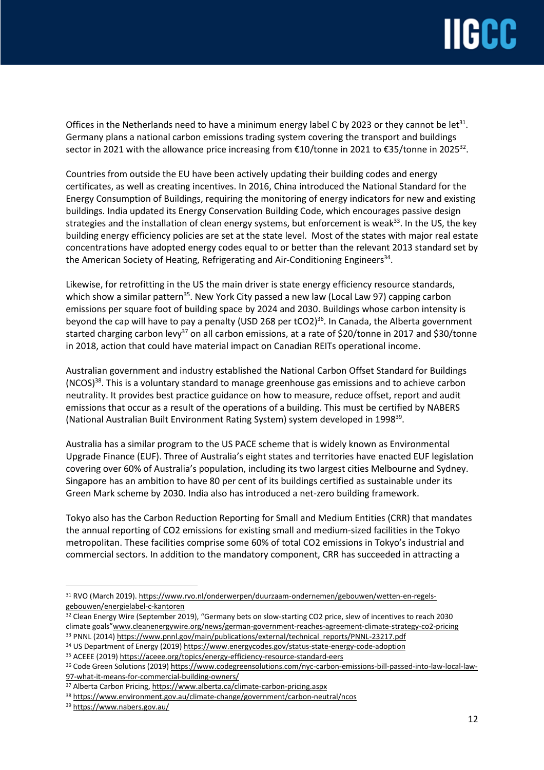Offices in the Netherlands need to have a minimum energy label C by 2023 or they cannot be let[31]. Germany plans a national carbon emissions trading system covering the transport and buildings sector in 2021 with the allowance price increasing from €10/tonne in 2021 to €35/tonne in 2025[32].

Countries from outside the EU have been actively updating their building codes and energy certificates, as well as creating incentives. In 2016, China introduced the National Standard for the Energy Consumption of Buildings, requiring the monitoring of energy indicators for new and existing buildings. India updated its Energy Conservation Building Code, which encourages passive design strategies and the installation of clean energy systems, but enforcement is weak[33]. In the US, the key building energy efficiency policies are set at the state level. Most of the states with major real estate concentrations have adopted energy codes equal to or better than the relevant 2013 standard set by the American Society of Heating, Refrigerating and Air-Conditioning Engineers[34].

Likewise, for retrofitting in the US the main driver is state energy efficiency resource standards, which show a similar pattern[35]. New York City passed a new law (Local Law 97) capping carbon emissions per square foot of building space by 2024 and 2030. Buildings whose carbon intensity is beyond the cap will have to pay a penalty (USD 268 per $tCO_2$)[36]. In Canada, the Alberta government started charging carbon levy[37] on all carbon emissions, at a rate of $20/tonne in 2017 and $30/tonne in 2018, action that could have material impact on Canadian REITs operational income.

Australian government and industry established the National Carbon Offset Standard for Buildings (NCOS)[38]. This is a voluntary standard to manage greenhouse gas emissions and to achieve carbon neutrality. It provides best practice guidance on how to measure, reduce offset, report and audit emissions that occur as a result of the operations of a building. This must be certified by NABERS (National Australian Built Environment Rating System) system developed in 1998[39].

Australia has a similar program to the US PACE scheme that is widely known as Environmental Upgrade Finance (EUF). Three of Australia's eight states and territories have enacted EUF legislation covering over 60% of Australia's population, including its two largest cities Melbourne and Sydney. Singapore has an ambition to have 80 per cent of its buildings certified as sustainable under its Green Mark scheme by 2030. India also has introduced a net-zero building framework.

Tokyo also has the Carbon Reduction Reporting for Small and Medium Entities (CRR) that mandates the annual reporting of $CO_2$ emissions for existing small and medium-sized facilities in the Tokyo metropolitan. These facilities comprise some 60% of total $CO_2$ emissions in Tokyo's industrial and commercial sectors. In addition to the mandatory component, CRR has succeeded in attracting a

---

[31] RVO (March 2019). https://www.rvo.nl/onderwerpen/duurzaam-ondernemen/gebouwen/wetten-en-regels-gebouwen/energielabel-c-kantoren

[32] Clean Energy Wire (September 2019), "Germany bets on slow-starting CO2 price, slew of incentives to reach 2030 climate goals"www.cleanenergywire.org/news/german-government-reaches-agreement-climate-strategy-co2-pricing

[33] PNNL (2014) https://www.pnnl.gov/main/publications/external/technical_reports/PNNL-23217.pdf

[34] US Department of Energy (2019) https://www.energycodes.gov/status-state-energy-code-adoption

[35] ACEEE (2019) https://aceee.org/topics/energy-efficiency-resource-standard-eers

[36] Code Green Solutions (2019) https://www.codegreensolutions.com/nyc-carbon-emissions-bill-passed-into-law-local-law-97-what-it-means-for-commercial-building-owners/

[37] Alberta Carbon Pricing, https://www.alberta.ca/climate-carbon-pricing.aspx

[38] https://www.environment.gov.au/climate-change/government/carbon-neutral/ncos

[39] https://www.nabers.gov.au/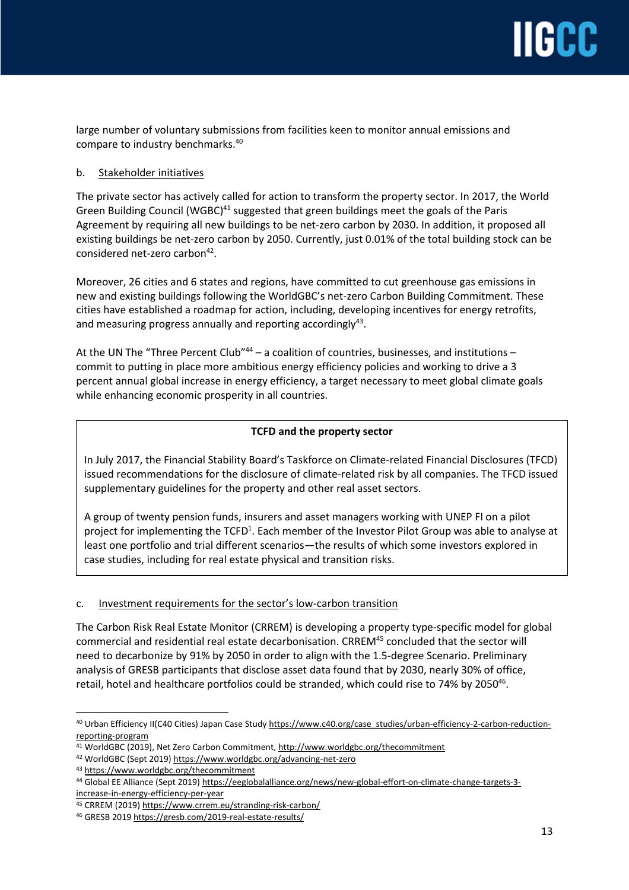large number of voluntary submissions from facilities keen to monitor annual emissions and compare to industry benchmarks.[40]

b. Stakeholder initiatives

The private sector has actively called for action to transform the property sector. In 2017, the World Green Building Council (WGBC)[41] suggested that green buildings meet the goals of the Paris Agreement by requiring all new buildings to be net-zero carbon by 2030. In addition, it proposed all existing buildings be net-zero carbon by 2050. Currently, just 0.01% of the total building stock can be considered net-zero carbon[42].

Moreover, 26 cities and 6 states and regions, have committed to cut greenhouse gas emissions in new and existing buildings following the WorldGBC's net-zero Carbon Building Commitment. These cities have established a roadmap for action, including, developing incentives for energy retrofits, and measuring progress annually and reporting accordingly[43].

At the UN The "Three Percent Club"[44] – a coalition of countries, businesses, and institutions – commit to putting in place more ambitious energy efficiency policies and working to drive a 3 percent annual global increase in energy efficiency, a target necessary to meet global climate goals while enhancing economic prosperity in all countries.

> **TCFD and the property sector**
>
> In July 2017, the Financial Stability Board's Taskforce on Climate-related Financial Disclosures (TFCD) issued recommendations for the disclosure of climate-related risk by all companies. The TFCD issued supplementary guidelines for the property and other real asset sectors.
>
> A group of twenty pension funds, insurers and asset managers working with UNEP FI on a pilot project for implementing the TCFD[1]. Each member of the Investor Pilot Group was able to analyse at least one portfolio and trial different scenarios—the results of which some investors explored in case studies, including for real estate physical and transition risks.

c. Investment requirements for the sector's low-carbon transition

The Carbon Risk Real Estate Monitor (CRREM) is developing a property type-specific model for global commercial and residential real estate decarbonisation. CRREM[45] concluded that the sector will need to decarbonize by 91% by 2050 in order to align with the 1.5-degree Scenario. Preliminary analysis of GRESB participants that disclose asset data found that by 2030, nearly 30% of office, retail, hotel and healthcare portfolios could be stranded, which could rise to 74% by 2050[46].

---

[40] Urban Efficiency II(C40 Cities) Japan Case Study https://www.c40.org/case_studies/urban-efficiency-2-carbon-reduction-reporting-program

[41] WorldGBC (2019), Net Zero Carbon Commitment, http://www.worldgbc.org/thecommitment

[42] WorldGBC (Sept 2019) https://www.worldgbc.org/advancing-net-zero

[43] https://www.worldgbc.org/thecommitment

[44] Global EE Alliance (Sept 2019) https://eeglobalalliance.org/news/new-global-effort-on-climate-change-targets-3-increase-in-energy-efficiency-per-year

[45] CRREM (2019) https://www.crrem.eu/stranding-risk-carbon/

[46] GRESB 2019 https://gresb.com/2019-real-estate-results/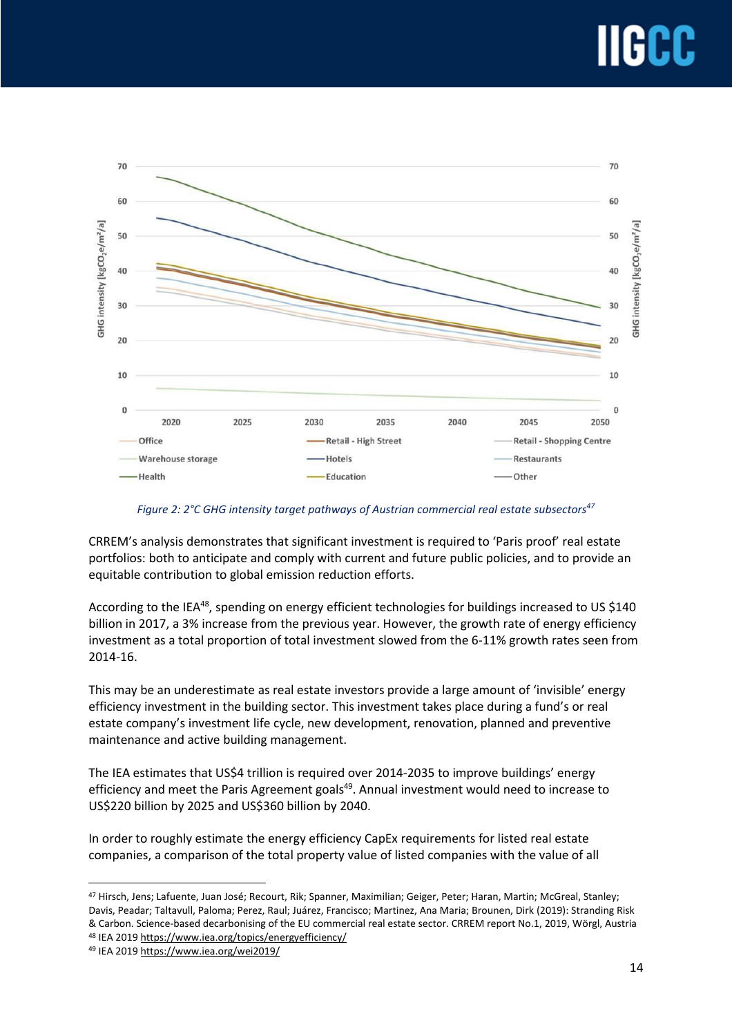Figure 2: 2°C GHG intensity target pathways of Austrian commercial real estate subsectors[47]

CRREM's analysis demonstrates that significant investment is required to 'Paris proof' real estate portfolios: both to anticipate and comply with current and future public policies, and to provide an equitable contribution to global emission reduction efforts.

According to the IEA[48], spending on energy efficient technologies for buildings increased to US $140 billion in 2017, a 3% increase from the previous year. However, the growth rate of energy efficiency investment as a total proportion of total investment slowed from the 6-11% growth rates seen from 2014-16.

This may be an underestimate as real estate investors provide a large amount of 'invisible' energy efficiency investment in the building sector. This investment takes place during a fund's or real estate company's investment life cycle, new development, renovation, planned and preventive maintenance and active building management.

The IEA estimates that US$4 trillion is required over 2014-2035 to improve buildings' energy efficiency and meet the Paris Agreement goals[49]. Annual investment would need to increase to US$220 billion by 2025 and US$360 billion by 2040.

In order to roughly estimate the energy efficiency CapEx requirements for listed real estate companies, a comparison of the total property value of listed companies with the value of all

---

[47] Hirsch, Jens; Lafuente, Juan José; Recourt, Rik; Spanner, Maximilian; Geiger, Peter; Haran, Martin; McGreal, Stanley; Davis, Peadar; Taltavull, Paloma; Perez, Raul; Juárez, Francisco; Martinez, Ana Maria; Brounen, Dirk (2019): Stranding Risk & Carbon. Science-based decarbonising of the EU commercial real estate sector. CRREM report No.1, 2019, Wörgl, Austria

[48] IEA 2019 https://www.iea.org/topics/energyefficiency/

[49] IEA 2019 https://www.iea.org/wei2019/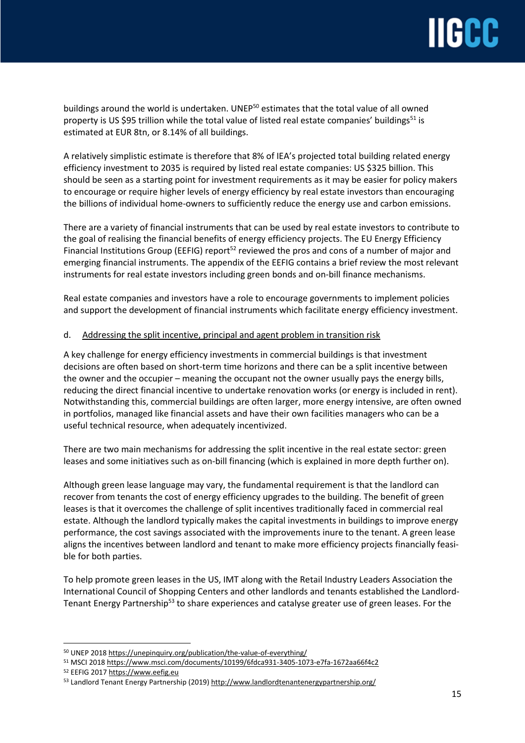buildings around the world is undertaken. UNEP[50] estimates that the total value of all owned property is US $95 trillion while the total value of listed real estate companies' buildings[51] is estimated at EUR 8tn, or 8.14% of all buildings.

A relatively simplistic estimate is therefore that 8% of IEA's projected total building related energy efficiency investment to 2035 is required by listed real estate companies: US $325 billion. This should be seen as a starting point for investment requirements as it may be easier for policy makers to encourage or require higher levels of energy efficiency by real estate investors than encouraging the billions of individual home-owners to sufficiently reduce the energy use and carbon emissions.

There are a variety of financial instruments that can be used by real estate investors to contribute to the goal of realising the financial benefits of energy efficiency projects. The EU Energy Efficiency Financial Institutions Group (EEFIG) report[52] reviewed the pros and cons of a number of major and emerging financial instruments. The appendix of the EEFIG contains a brief review the most relevant instruments for real estate investors including green bonds and on-bill finance mechanisms.

Real estate companies and investors have a role to encourage governments to implement policies and support the development of financial instruments which facilitate energy efficiency investment.

d. Addressing the split incentive, principal and agent problem in transition risk

A key challenge for energy efficiency investments in commercial buildings is that investment decisions are often based on short-term time horizons and there can be a split incentive between the owner and the occupier – meaning the occupant not the owner usually pays the energy bills, reducing the direct financial incentive to undertake renovation works (or energy is included in rent). Notwithstanding this, commercial buildings are often larger, more energy intensive, are often owned in portfolios, managed like financial assets and have their own facilities managers who can be a useful technical resource, when adequately incentivized.

There are two main mechanisms for addressing the split incentive in the real estate sector: green leases and some initiatives such as on-bill financing (which is explained in more depth further on).

Although green lease language may vary, the fundamental requirement is that the landlord can recover from tenants the cost of energy efficiency upgrades to the building. The benefit of green leases is that it overcomes the challenge of split incentives traditionally faced in commercial real estate. Although the landlord typically makes the capital investments in buildings to improve energy performance, the cost savings associated with the improvements inure to the tenant. A green lease aligns the incentives between landlord and tenant to make more efficiency projects financially feasible for both parties.

To help promote green leases in the US, IMT along with the Retail Industry Leaders Association the International Council of Shopping Centers and other landlords and tenants established the Landlord-Tenant Energy Partnership[53] to share experiences and catalyse greater use of green leases. For the

---

[50] UNEP 2018 https://unepinquiry.org/publication/the-value-of-everything/

[51] MSCI 2018 https://www.msci.com/documents/10199/6fdca931-3405-1073-e7fa-1672aa66f4c2

[52] EEFIG 2017 https://www.eefig.eu

[53] Landlord Tenant Energy Partnership (2019) http://www.landlordtenantenergypartnership.org/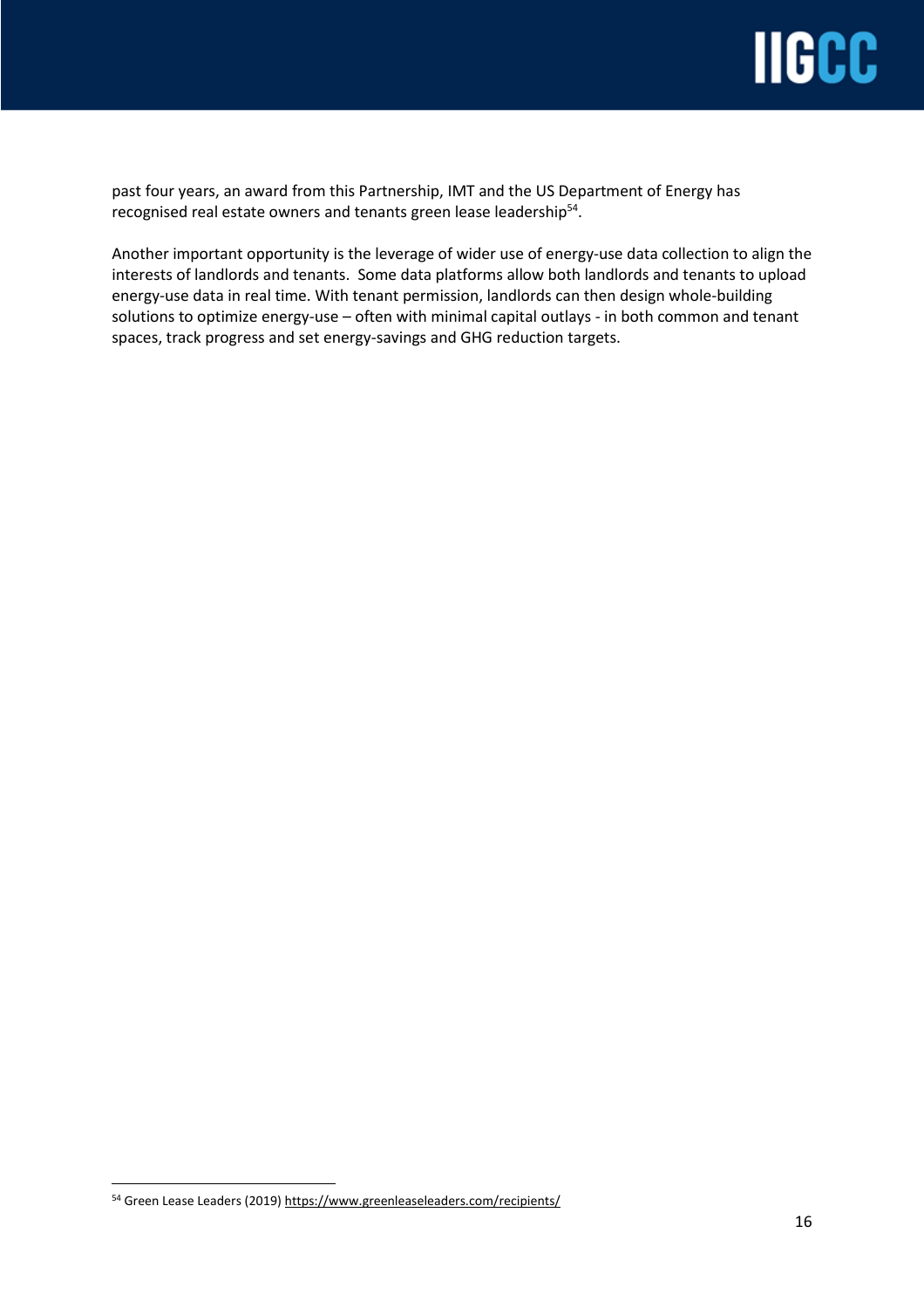past four years, an award from this Partnership, IMT and the US Department of Energy has recognised real estate owners and tenants green lease leadership[54].

Another important opportunity is the leverage of wider use of energy-use data collection to align the interests of landlords and tenants. Some data platforms allow both landlords and tenants to upload energy-use data in real time. With tenant permission, landlords can then design whole-building solutions to optimize energy-use – often with minimal capital outlays - in both common and tenant spaces, track progress and set energy-savings and GHG reduction targets.

[54] Green Lease Leaders (2019) https://www.greenleaseleaders.com/recipients/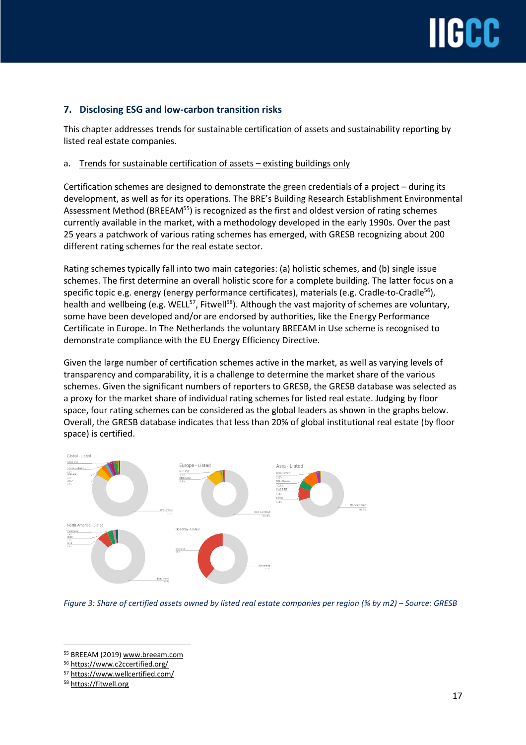## 7. Disclosing ESG and low-carbon transition risks

This chapter addresses trends for sustainable certification of assets and sustainability reporting by listed real estate companies.

a. Trends for sustainable certification of assets – existing buildings only

Certification schemes are designed to demonstrate the green credentials of a project – during its development, as well as for its operations. The BRE's Building Research Establishment Environmental Assessment Method (BREEAM[55]) is recognized as the first and oldest version of rating schemes currently available in the market, with a methodology developed in the early 1990s. Over the past 25 years a patchwork of various rating schemes has emerged, with GRESB recognizing about 200 different rating schemes for the real estate sector.

Rating schemes typically fall into two main categories: (a) holistic schemes, and (b) single issue schemes. The first determine an overall holistic score for a complete building. The latter focus on a specific topic e.g. energy (energy performance certificates), materials (e.g. Cradle-to-Cradle[56]), health and wellbeing (e.g. WELL[57], Fitwell[58]). Although the vast majority of schemes are voluntary, some have been developed and/or are endorsed by authorities, like the Energy Performance Certificate in Europe. In The Netherlands the voluntary BREEAM in Use scheme is recognised to demonstrate compliance with the EU Energy Efficiency Directive.

Given the large number of certification schemes active in the market, as well as varying levels of transparency and comparability, it is a challenge to determine the market share of the various schemes. Given the significant numbers of reporters to GRESB, the GRESB database was selected as a proxy for the market share of individual rating schemes for listed real estate. Judging by floor space, four rating schemes can be considered as the global leaders as shown in the graphs below. Overall, the GRESB database indicates that less than 20% of global institutional real estate (by floor space) is certified.

*Figure 3: Share of certified assets owned by listed real estate companies per region (% by m2) – Source: GRESB*

[55] BREEAM (2019) www.breeam.com
[56] https://www.c2ccertified.org/
[57] https://www.wellcertified.com/
[58] https://fitwell.org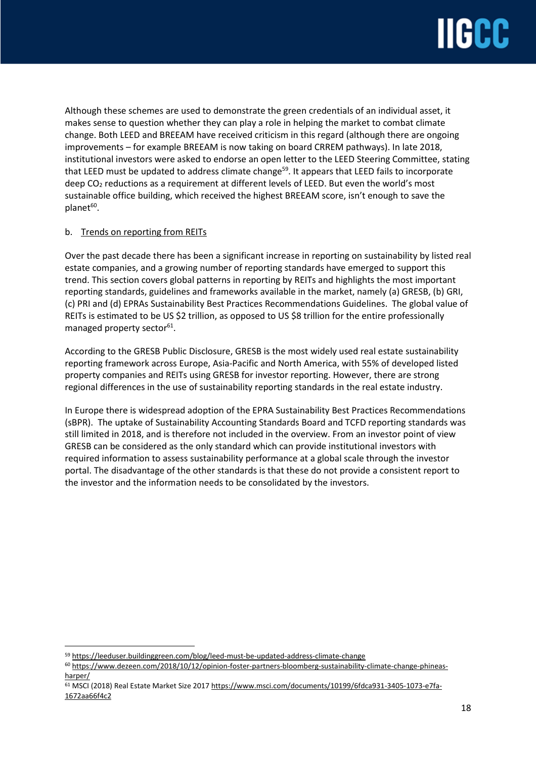Although these schemes are used to demonstrate the green credentials of an individual asset, it makes sense to question whether they can play a role in helping the market to combat climate change. Both LEED and BREEAM have received criticism in this regard (although there are ongoing improvements – for example BREEAM is now taking on board CRREM pathways). In late 2018, institutional investors were asked to endorse an open letter to the LEED Steering Committee, stating that LEED must be updated to address climate change[59]. It appears that LEED fails to incorporate deep $CO_2$ reductions as a requirement at different levels of LEED. But even the world's most sustainable office building, which received the highest BREEAM score, isn't enough to save the planet[60].

b. <u>Trends on reporting from REITs</u>

Over the past decade there has been a significant increase in reporting on sustainability by listed real estate companies, and a growing number of reporting standards have emerged to support this trend. This section covers global patterns in reporting by REITs and highlights the most important reporting standards, guidelines and frameworks available in the market, namely (a) GRESB, (b) GRI, (c) PRI and (d) EPRAs Sustainability Best Practices Recommendations Guidelines. The global value of REITs is estimated to be US $2 trillion, as opposed to US $8 trillion for the entire professionally managed property sector[61].

According to the GRESB Public Disclosure, GRESB is the most widely used real estate sustainability reporting framework across Europe, Asia-Pacific and North America, with 55% of developed listed property companies and REITs using GRESB for investor reporting. However, there are strong regional differences in the use of sustainability reporting standards in the real estate industry.

In Europe there is widespread adoption of the EPRA Sustainability Best Practices Recommendations (sBPR). The uptake of Sustainability Accounting Standards Board and TCFD reporting standards was still limited in 2018, and is therefore not included in the overview. From an investor point of view GRESB can be considered as the only standard which can provide institutional investors with required information to assess sustainability performance at a global scale through the investor portal. The disadvantage of the other standards is that these do not provide a consistent report to the investor and the information needs to be consolidated by the investors.

---

[59] https://leeduser.buildinggreen.com/blog/leed-must-be-updated-address-climate-change

[60] https://www.dezeen.com/2018/10/12/opinion-foster-partners-bloomberg-sustainability-climate-change-phineas-harper/

[61] MSCI (2018) Real Estate Market Size 2017 https://www.msci.com/documents/10199/6fdca931-3405-1073-e7fa-1672aa66f4c2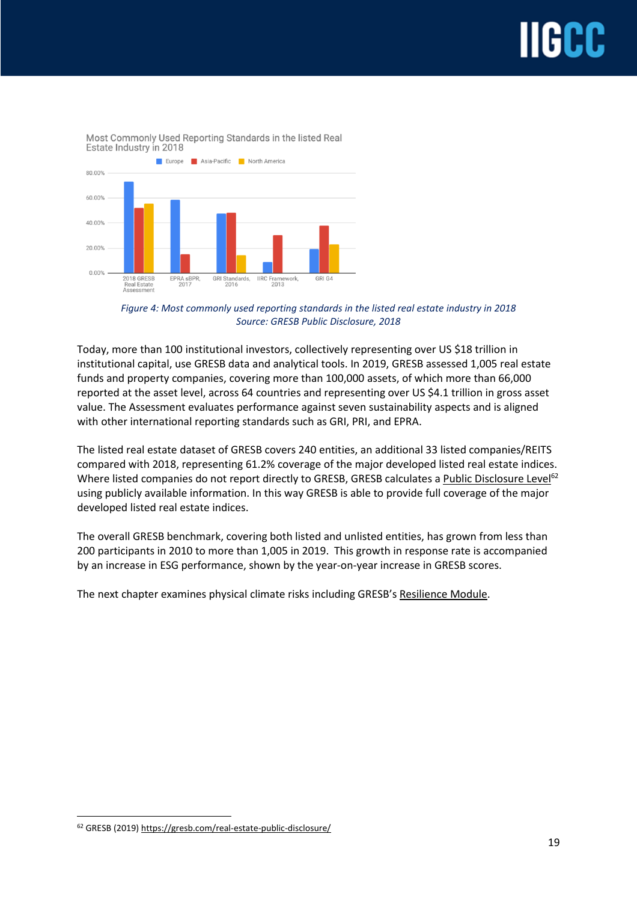Most Commonly Used Reporting Standards in the listed Real Estate Industry in 2018

*Figure 4: Most commonly used reporting standards in the listed real estate industry in 2018*
*Source: GRESB Public Disclosure, 2018*

Today, more than 100 institutional investors, collectively representing over US $18 trillion in institutional capital, use GRESB data and analytical tools. In 2019, GRESB assessed 1,005 real estate funds and property companies, covering more than 100,000 assets, of which more than 66,000 reported at the asset level, across 64 countries and representing over US $4.1 trillion in gross asset value. The Assessment evaluates performance against seven sustainability aspects and is aligned with other international reporting standards such as GRI, PRI, and EPRA.

The listed real estate dataset of GRESB covers 240 entities, an additional 33 listed companies/REITS compared with 2018, representing 61.2% coverage of the major developed listed real estate indices. Where listed companies do not report directly to GRESB, GRESB calculates a Public Disclosure Level[62] using publicly available information. In this way GRESB is able to provide full coverage of the major developed listed real estate indices.

The overall GRESB benchmark, covering both listed and unlisted entities, has grown from less than 200 participants in 2010 to more than 1,005 in 2019. This growth in response rate is accompanied by an increase in ESG performance, shown by the year-on-year increase in GRESB scores.

The next chapter examines physical climate risks including GRESB's Resilience Module.

[62] GRESB (2019) https://gresb.com/real-estate-public-disclosure/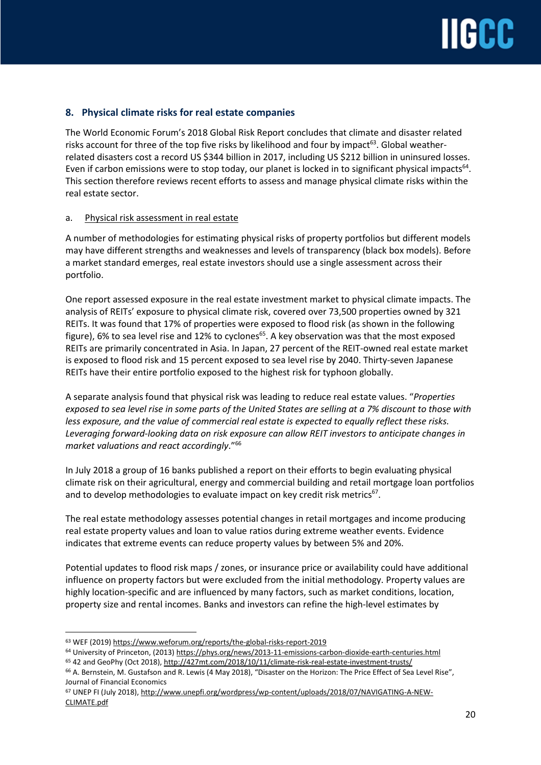## 8. Physical climate risks for real estate companies

The World Economic Forum's 2018 Global Risk Report concludes that climate and disaster related risks account for three of the top five risks by likelihood and four by impact[63]. Global weather-related disasters cost a record US $344 billion in 2017, including US $212 billion in uninsured losses. Even if carbon emissions were to stop today, our planet is locked in to significant physical impacts[64]. This section therefore reviews recent efforts to assess and manage physical climate risks within the real estate sector.

### a. Physical risk assessment in real estate

A number of methodologies for estimating physical risks of property portfolios but different models may have different strengths and weaknesses and levels of transparency (black box models). Before a market standard emerges, real estate investors should use a single assessment across their portfolio.

One report assessed exposure in the real estate investment market to physical climate impacts. The analysis of REITs' exposure to physical climate risk, covered over 73,500 properties owned by 321 REITs. It was found that 17% of properties were exposed to flood risk (as shown in the following figure), 6% to sea level rise and 12% to cyclones[65]. A key observation was that the most exposed REITs are primarily concentrated in Asia. In Japan, 27 percent of the REIT-owned real estate market is exposed to flood risk and 15 percent exposed to sea level rise by 2040. Thirty-seven Japanese REITs have their entire portfolio exposed to the highest risk for typhoon globally.

A separate analysis found that physical risk was leading to reduce real estate values. "*Properties exposed to sea level rise in some parts of the United States are selling at a 7% discount to those with less exposure, and the value of commercial real estate is expected to equally reflect these risks. Leveraging forward-looking data on risk exposure can allow REIT investors to anticipate changes in market valuations and react accordingly*."[66]

In July 2018 a group of 16 banks published a report on their efforts to begin evaluating physical climate risk on their agricultural, energy and commercial building and retail mortgage loan portfolios and to develop methodologies to evaluate impact on key credit risk metrics[67].

The real estate methodology assesses potential changes in retail mortgages and income producing real estate property values and loan to value ratios during extreme weather events. Evidence indicates that extreme events can reduce property values by between 5% and 20%.

Potential updates to flood risk maps / zones, or insurance price or availability could have additional influence on property factors but were excluded from the initial methodology. Property values are highly location-specific and are influenced by many factors, such as market conditions, location, property size and rental incomes. Banks and investors can refine the high-level estimates by

---

[63] WEF (2019) https://www.weforum.org/reports/the-global-risks-report-2019

[64] University of Princeton, (2013) https://phys.org/news/2013-11-emissions-carbon-dioxide-earth-centuries.html

[65] 42 and GeoPhy (Oct 2018), http://427mt.com/2018/10/11/climate-risk-real-estate-investment-trusts/

[66] A. Bernstein, M. Gustafson and R. Lewis (4 May 2018), "Disaster on the Horizon: The Price Effect of Sea Level Rise", Journal of Financial Economics

[67] UNEP FI (July 2018), http://www.unepfi.org/wordpress/wp-content/uploads/2018/07/NAVIGATING-A-NEW-CLIMATE.pdf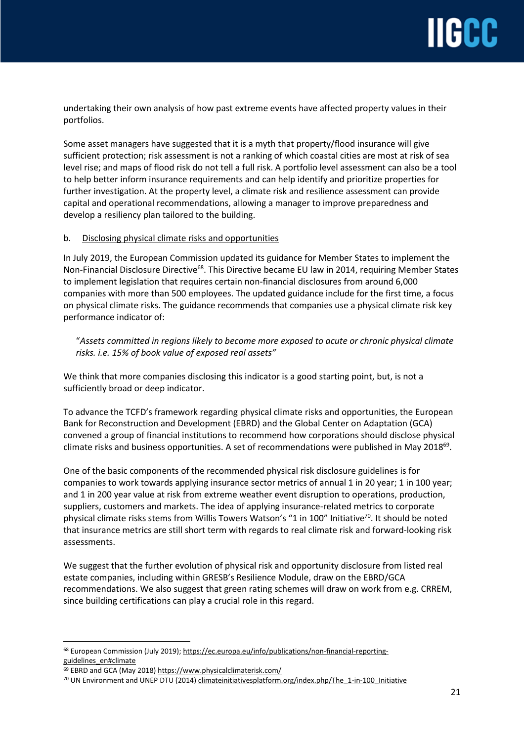undertaking their own analysis of how past extreme events have affected property values in their portfolios.

Some asset managers have suggested that it is a myth that property/flood insurance will give sufficient protection; risk assessment is not a ranking of which coastal cities are most at risk of sea level rise; and maps of flood risk do not tell a full risk. A portfolio level assessment can also be a tool to help better inform insurance requirements and can help identify and prioritize properties for further investigation. At the property level, a climate risk and resilience assessment can provide capital and operational recommendations, allowing a manager to improve preparedness and develop a resiliency plan tailored to the building.

b. Disclosing physical climate risks and opportunities

In July 2019, the European Commission updated its guidance for Member States to implement the Non-Financial Disclosure Directive[68]. This Directive became EU law in 2014, requiring Member States to implement legislation that requires certain non-financial disclosures from around 6,000 companies with more than 500 employees. The updated guidance include for the first time, a focus on physical climate risks. The guidance recommends that companies use a physical climate risk key performance indicator of:

> "*Assets committed in regions likely to become more exposed to acute or chronic physical climate risks. i.e. 15% of book value of exposed real assets"*

We think that more companies disclosing this indicator is a good starting point, but, is not a sufficiently broad or deep indicator.

To advance the TCFD's framework regarding physical climate risks and opportunities, the European Bank for Reconstruction and Development (EBRD) and the Global Center on Adaptation (GCA) convened a group of financial institutions to recommend how corporations should disclose physical climate risks and business opportunities. A set of recommendations were published in May 2018[69].

One of the basic components of the recommended physical risk disclosure guidelines is for companies to work towards applying insurance sector metrics of annual 1 in 20 year; 1 in 100 year; and 1 in 200 year value at risk from extreme weather event disruption to operations, production, suppliers, customers and markets. The idea of applying insurance-related metrics to corporate physical climate risks stems from Willis Towers Watson's "1 in 100" Initiative[70]. It should be noted that insurance metrics are still short term with regards to real climate risk and forward-looking risk assessments.

We suggest that the further evolution of physical risk and opportunity disclosure from listed real estate companies, including within GRESB's Resilience Module, draw on the EBRD/GCA recommendations. We also suggest that green rating schemes will draw on work from e.g. CRREM, since building certifications can play a crucial role in this regard.

---

[68] European Commission (July 2019); https://ec.europa.eu/info/publications/non-financial-reporting-guidelines_en#climate

[69] EBRD and GCA (May 2018) https://www.physicalclimaterisk.com/

[70] UN Environment and UNEP DTU (2014) climateinitiativesplatform.org/index.php/The_1-in-100_Initiative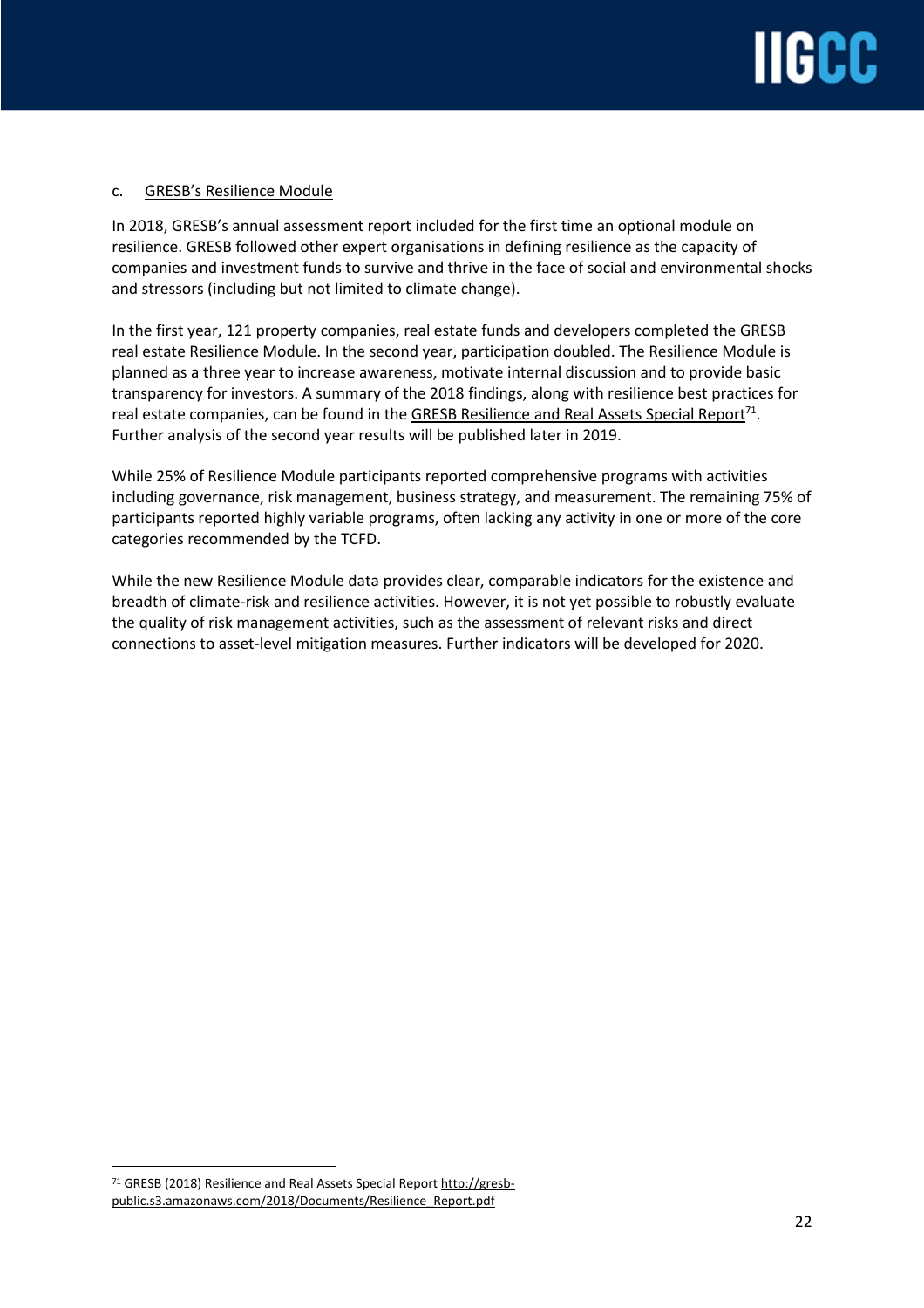### c. GRESB's Resilience Module

In 2018, GRESB's annual assessment report included for the first time an optional module on resilience. GRESB followed other expert organisations in defining resilience as the capacity of companies and investment funds to survive and thrive in the face of social and environmental shocks and stressors (including but not limited to climate change).

In the first year, 121 property companies, real estate funds and developers completed the GRESB real estate Resilience Module. In the second year, participation doubled. The Resilience Module is planned as a three year to increase awareness, motivate internal discussion and to provide basic transparency for investors. A summary of the 2018 findings, along with resilience best practices for real estate companies, can be found in the GRESB Resilience and Real Assets Special Report[71]. Further analysis of the second year results will be published later in 2019.

While 25% of Resilience Module participants reported comprehensive programs with activities including governance, risk management, business strategy, and measurement. The remaining 75% of participants reported highly variable programs, often lacking any activity in one or more of the core categories recommended by the TCFD.

While the new Resilience Module data provides clear, comparable indicators for the existence and breadth of climate-risk and resilience activities. However, it is not yet possible to robustly evaluate the quality of risk management activities, such as the assessment of relevant risks and direct connections to asset-level mitigation measures. Further indicators will be developed for 2020.

---

[71] GRESB (2018) Resilience and Real Assets Special Report http://gresb-public.s3.amazonaws.com/2018/Documents/Resilience_Report.pdf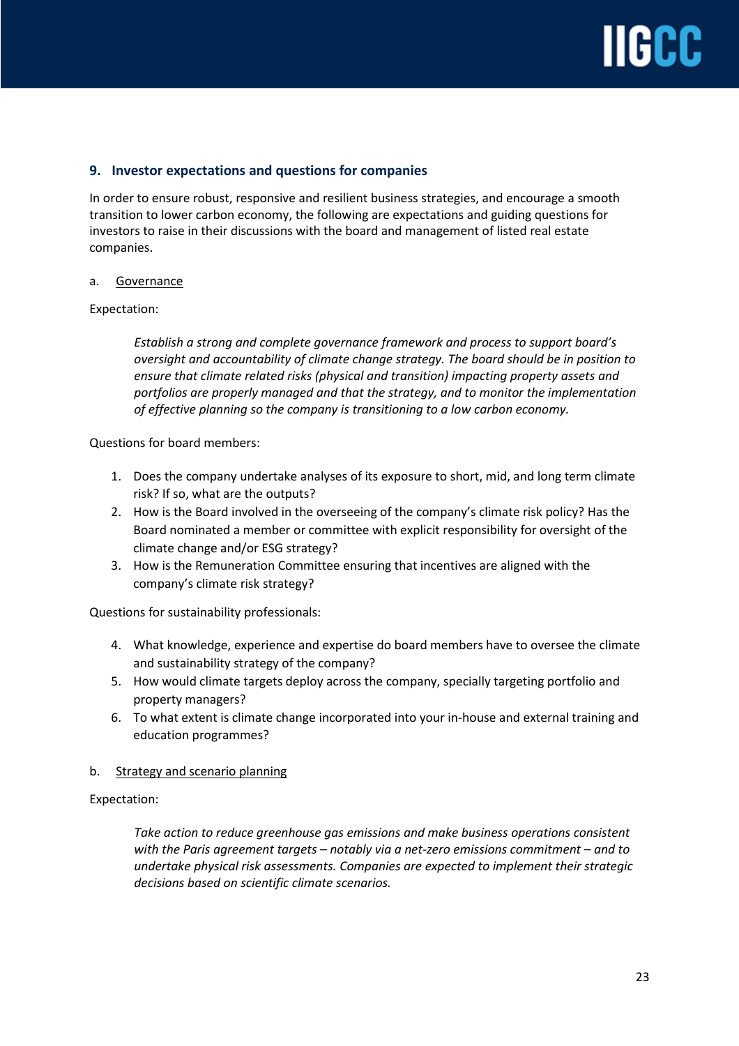## 9. Investor expectations and questions for companies

In order to ensure robust, responsive and resilient business strategies, and encourage a smooth transition to lower carbon economy, the following are expectations and guiding questions for investors to raise in their discussions with the board and management of listed real estate companies.

### a. Governance

Expectation:

> *Establish a strong and complete governance framework and process to support board's oversight and accountability of climate change strategy. The board should be in position to ensure that climate related risks (physical and transition) impacting property assets and portfolios are properly managed and that the strategy, and to monitor the implementation of effective planning so the company is transitioning to a low carbon economy.*

Questions for board members:

1. Does the company undertake analyses of its exposure to short, mid, and long term climate risk? If so, what are the outputs?
2. How is the Board involved in the overseeing of the company's climate risk policy? Has the Board nominated a member or committee with explicit responsibility for oversight of the climate change and/or ESG strategy?
3. How is the Remuneration Committee ensuring that incentives are aligned with the company's climate risk strategy?

Questions for sustainability professionals:

4. What knowledge, experience and expertise do board members have to oversee the climate and sustainability strategy of the company?
5. How would climate targets deploy across the company, specially targeting portfolio and property managers?
6. To what extent is climate change incorporated into your in-house and external training and education programmes?

### b. Strategy and scenario planning

Expectation:

> *Take action to reduce greenhouse gas emissions and make business operations consistent with the Paris agreement targets – notably via a net-zero emissions commitment – and to undertake physical risk assessments. Companies are expected to implement their strategic decisions based on scientific climate scenarios.*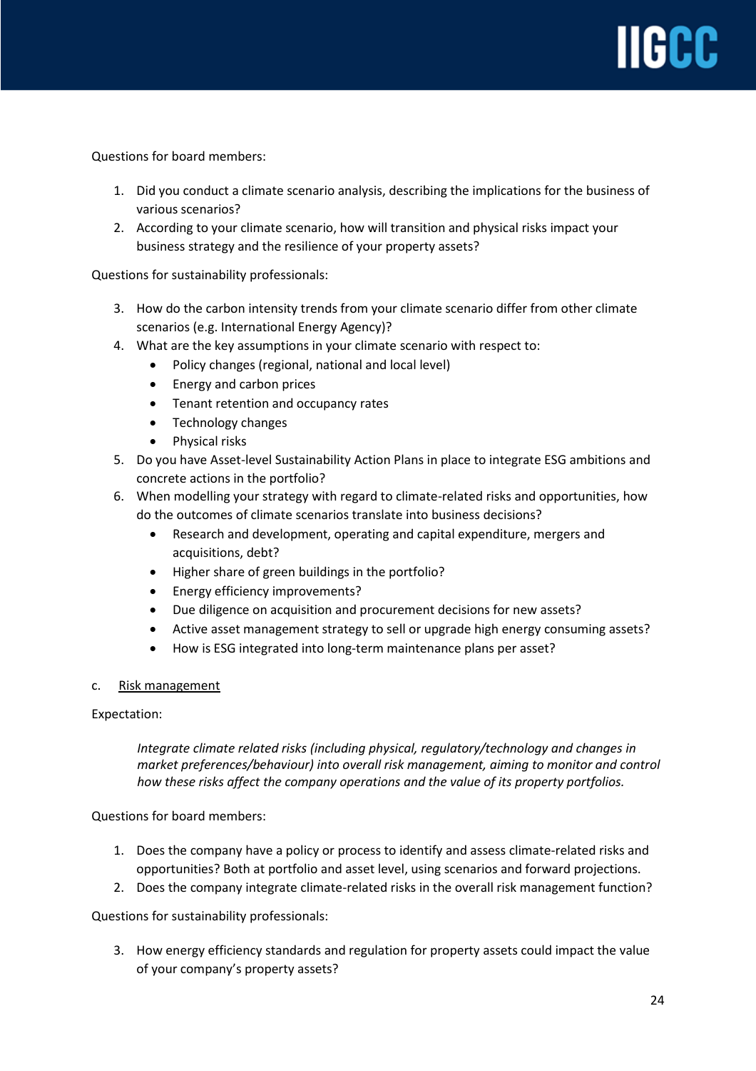Questions for board members:

1. Did you conduct a climate scenario analysis, describing the implications for the business of various scenarios?
2. According to your climate scenario, how will transition and physical risks impact your business strategy and the resilience of your property assets?

Questions for sustainability professionals:

3. How do the carbon intensity trends from your climate scenario differ from other climate scenarios (e.g. International Energy Agency)?
4. What are the key assumptions in your climate scenario with respect to:
    - Policy changes (regional, national and local level)
    - Energy and carbon prices
    - Tenant retention and occupancy rates
    - Technology changes
    - Physical risks
5. Do you have Asset-level Sustainability Action Plans in place to integrate ESG ambitions and concrete actions in the portfolio?
6. When modelling your strategy with regard to climate-related risks and opportunities, how do the outcomes of climate scenarios translate into business decisions?
    - Research and development, operating and capital expenditure, mergers and acquisitions, debt?
    - Higher share of green buildings in the portfolio?
    - Energy efficiency improvements?
    - Due diligence on acquisition and procurement decisions for new assets?
    - Active asset management strategy to sell or upgrade high energy consuming assets?
    - How is ESG integrated into long-term maintenance plans per asset?

### c. Risk management

Expectation:

> *Integrate climate related risks (including physical, regulatory/technology and changes in market preferences/behaviour) into overall risk management, aiming to monitor and control how these risks affect the company operations and the value of its property portfolios.*

Questions for board members:

1. Does the company have a policy or process to identify and assess climate-related risks and opportunities? Both at portfolio and asset level, using scenarios and forward projections.
2. Does the company integrate climate-related risks in the overall risk management function?

Questions for sustainability professionals:

3. How energy efficiency standards and regulation for property assets could impact the value of your company's property assets?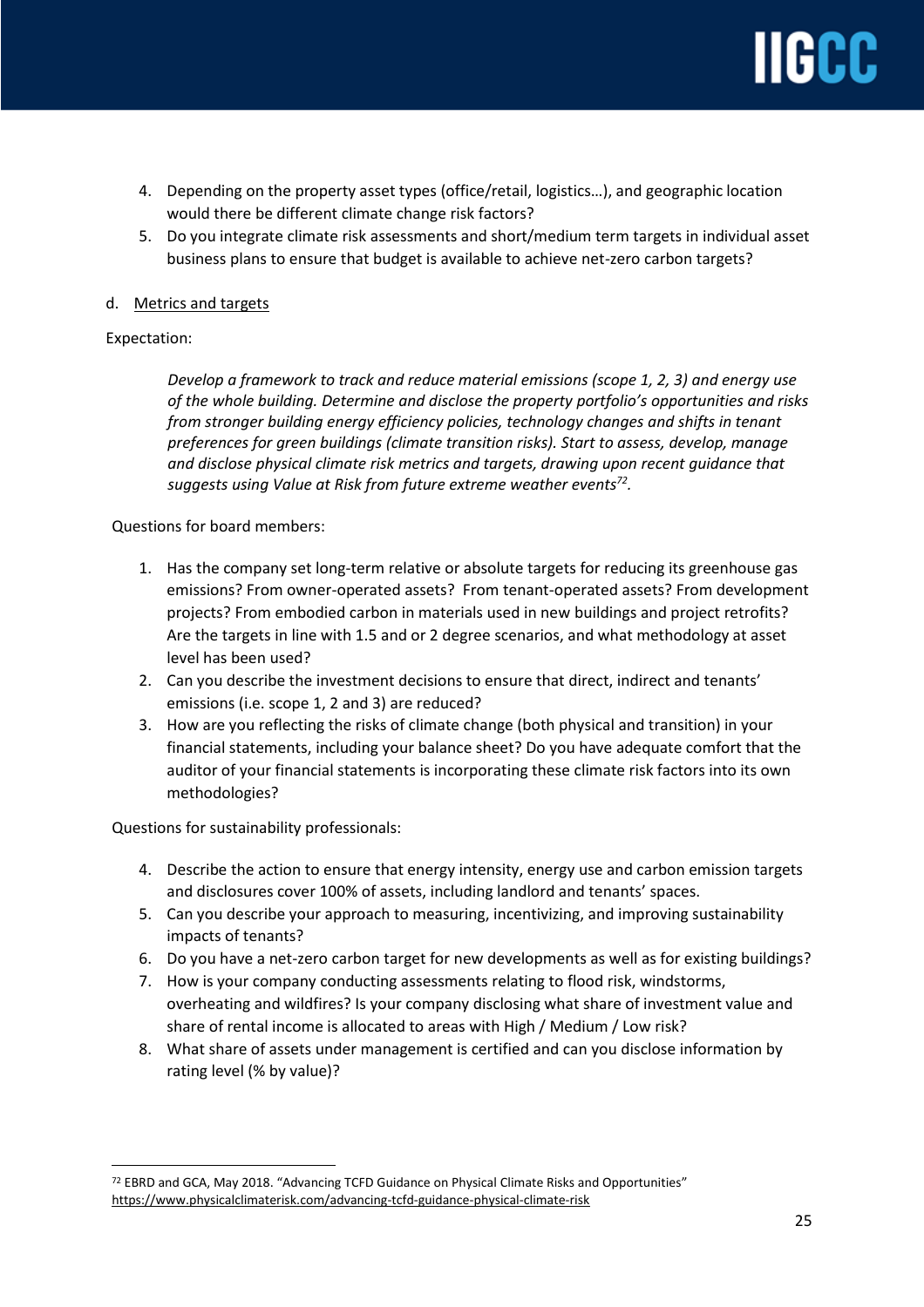4. Depending on the property asset types (office/retail, logistics…), and geographic location would there be different climate change risk factors?
5. Do you integrate climate risk assessments and short/medium term targets in individual asset business plans to ensure that budget is available to achieve net-zero carbon targets?

d. Metrics and targets

Expectation:

> *Develop a framework to track and reduce material emissions (scope 1, 2, 3) and energy use of the whole building. Determine and disclose the property portfolio's opportunities and risks from stronger building energy efficiency policies, technology changes and shifts in tenant preferences for green buildings (climate transition risks). Start to assess, develop, manage and disclose physical climate risk metrics and targets, drawing upon recent guidance that suggests using Value at Risk from future extreme weather events*[72]*.*

Questions for board members:

1. Has the company set long-term relative or absolute targets for reducing its greenhouse gas emissions? From owner-operated assets? From tenant-operated assets? From development projects? From embodied carbon in materials used in new buildings and project retrofits? Are the targets in line with 1.5 and or 2 degree scenarios, and what methodology at asset level has been used?
2. Can you describe the investment decisions to ensure that direct, indirect and tenants' emissions (i.e. scope 1, 2 and 3) are reduced?
3. How are you reflecting the risks of climate change (both physical and transition) in your financial statements, including your balance sheet? Do you have adequate comfort that the auditor of your financial statements is incorporating these climate risk factors into its own methodologies?

Questions for sustainability professionals:

4. Describe the action to ensure that energy intensity, energy use and carbon emission targets and disclosures cover 100% of assets, including landlord and tenants' spaces.
5. Can you describe your approach to measuring, incentivizing, and improving sustainability impacts of tenants?
6. Do you have a net-zero carbon target for new developments as well as for existing buildings?
7. How is your company conducting assessments relating to flood risk, windstorms, overheating and wildfires? Is your company disclosing what share of investment value and share of rental income is allocated to areas with High / Medium / Low risk?
8. What share of assets under management is certified and can you disclose information by rating level (% by value)?

---

[72] EBRD and GCA, May 2018. "Advancing TCFD Guidance on Physical Climate Risks and Opportunities" https://www.physicalclimaterisk.com/advancing-tcfd-guidance-physical-climate-risk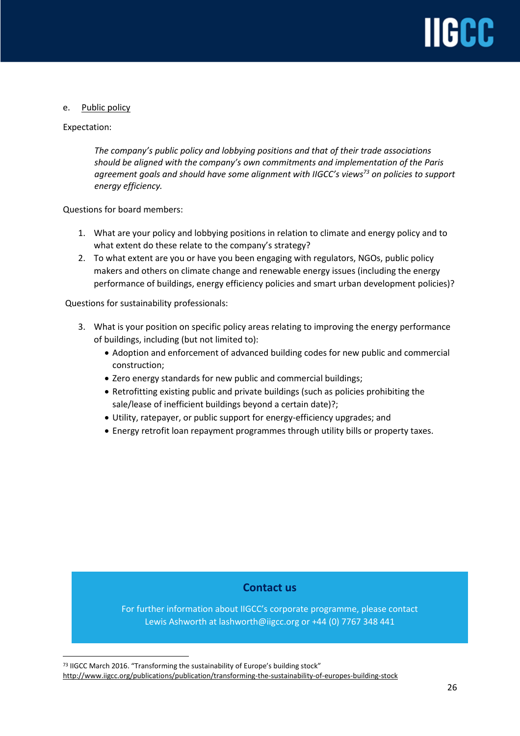e. Public policy

Expectation:

> *The company's public policy and lobbying positions and that of their trade associations should be aligned with the company's own commitments and implementation of the Paris agreement goals and should have some alignment with IIGCC's views[73] on policies to support energy efficiency.*

Questions for board members:

1. What are your policy and lobbying positions in relation to climate and energy policy and to what extent do these relate to the company's strategy?
2. To what extent are you or have you been engaging with regulators, NGOs, public policy makers and others on climate change and renewable energy issues (including the energy performance of buildings, energy efficiency policies and smart urban development policies)?

Questions for sustainability professionals:

3. What is your position on specific policy areas relating to improving the energy performance of buildings, including (but not limited to):
   - Adoption and enforcement of advanced building codes for new public and commercial construction;
   - Zero energy standards for new public and commercial buildings;
   - Retrofitting existing public and private buildings (such as policies prohibiting the sale/lease of inefficient buildings beyond a certain date)?;
   - Utility, ratepayer, or public support for energy-efficiency upgrades; and
   - Energy retrofit loan repayment programmes through utility bills or property taxes.

## Contact us

For further information about IIGCC's corporate programme, please contact Lewis Ashworth at lashworth@iigcc.org or +44 (0) 7767 348 441

[73] IIGCC March 2016. "Transforming the sustainability of Europe's building stock" http://www.iigcc.org/publications/publication/transforming-the-sustainability-of-europes-building-stock